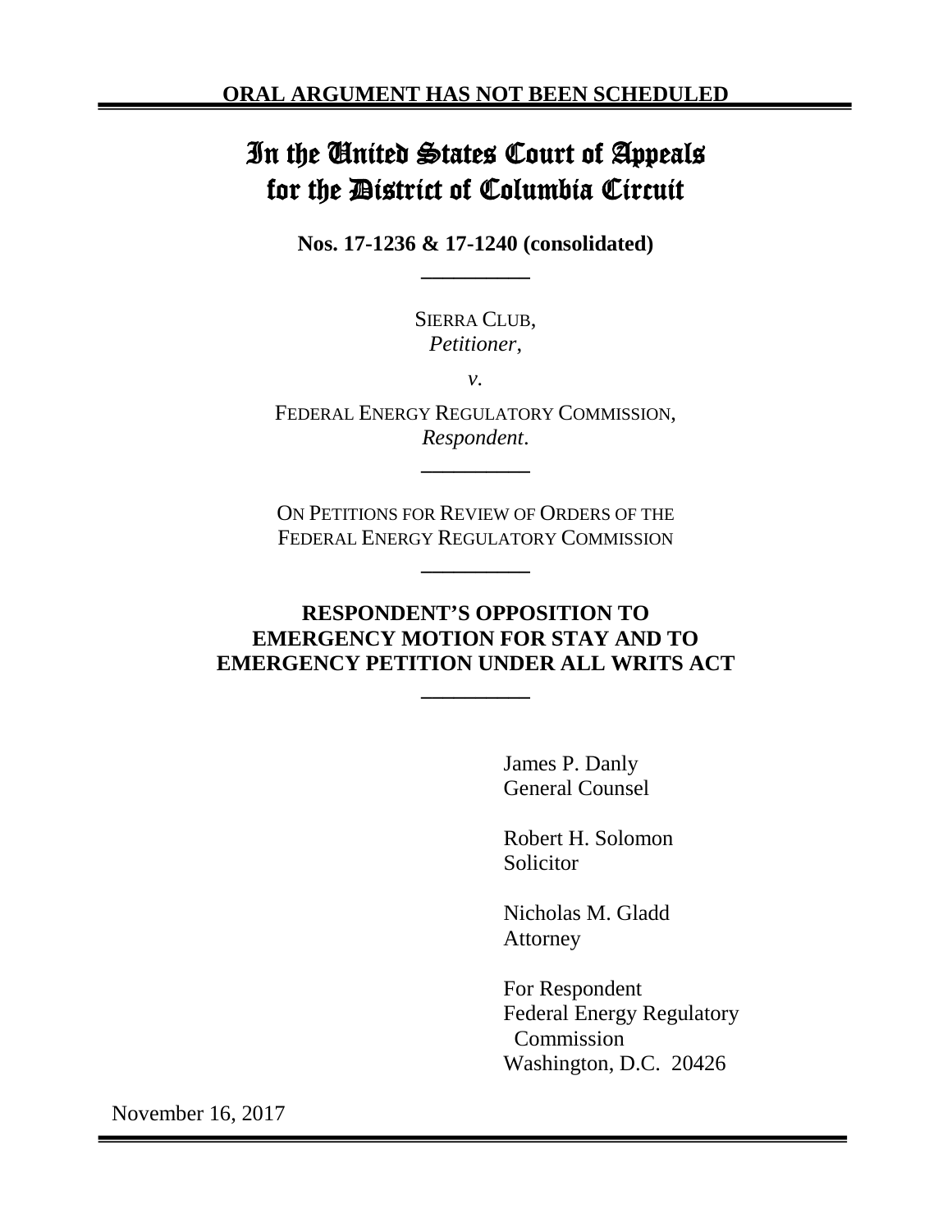**ORAL ARGUMENT HAS NOT BEEN SCHEDULED**

# In the United States Court of Appeals for the District of Columbia Circuit

**Nos. 17-1236 & 17-1240 (consolidated)**

---

SIERRA CLUB,
*Petitioner*,

*v.*

FEDERAL ENERGY REGULATORY COMMISSION,
*Respondent*.

---

ON PETITIONS FOR REVIEW OF ORDERS OF THE FEDERAL ENERGY REGULATORY COMMISSION

---

## RESPONDENT'S OPPOSITION TO EMERGENCY MOTION FOR STAY AND TO EMERGENCY PETITION UNDER ALL WRITS ACT

---

James P. Danly
General Counsel

Robert H. Solomon
Solicitor

Nicholas M. Gladd
Attorney

For Respondent
Federal Energy Regulatory Commission
Washington, D.C. 20426

November 16, 2017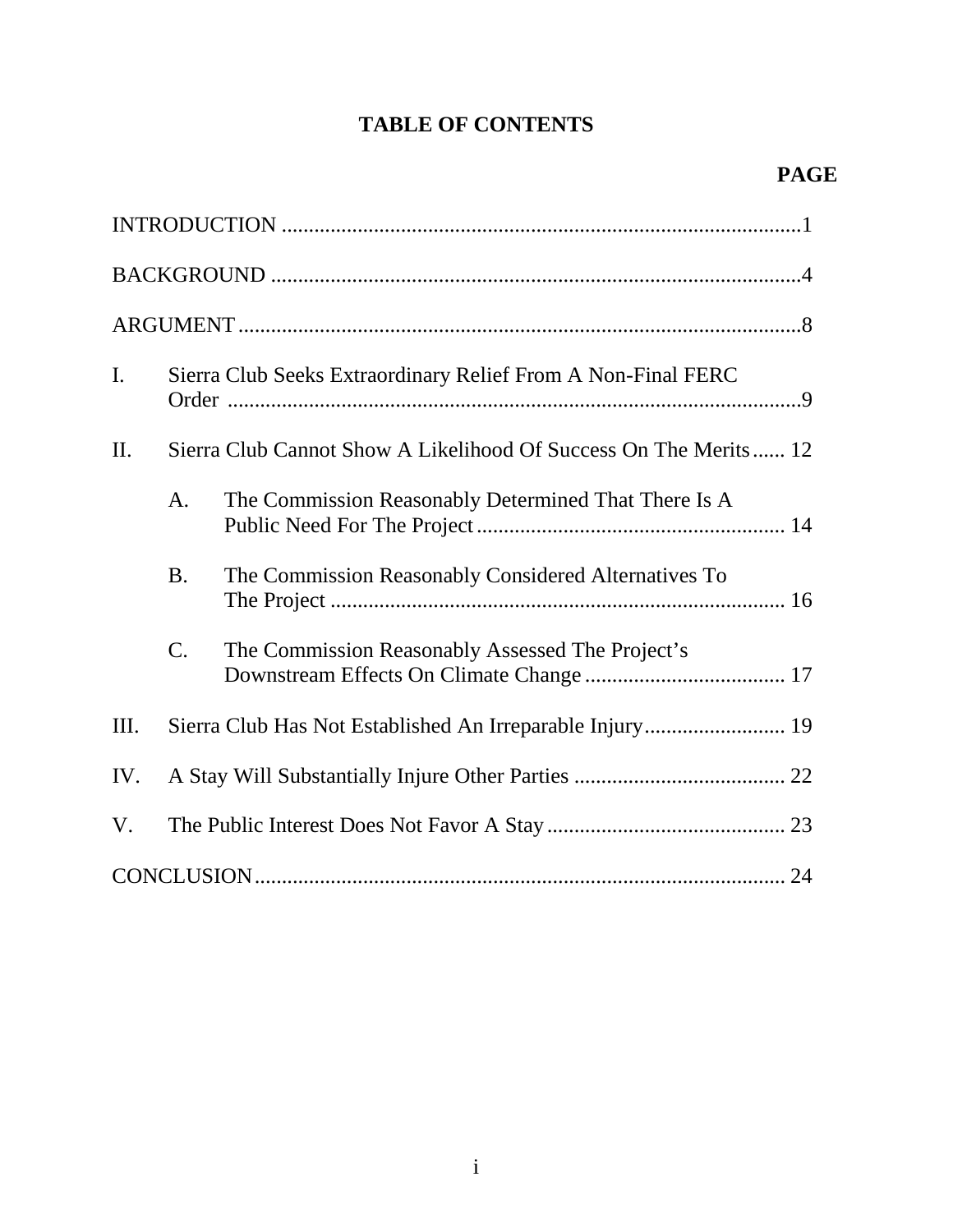# TABLE OF CONTENTS

**PAGE**

INTRODUCTION ................................................................................................1

BACKGROUND ..................................................................................................4

ARGUMENT........................................................................................................8

I. Sierra Club Seeks Extraordinary Relief From A Non-Final FERC Order ..........................................................................................................9

II. Sierra Club Cannot Show A Likelihood Of Success On The Merits...... 12

   A. The Commission Reasonably Determined That There Is A Public Need For The Project......................................................... 14

   B. The Commission Reasonably Considered Alternatives To The Project .................................................................................... 16

   C. The Commission Reasonably Assessed The Project's Downstream Effects On Climate Change ..................................... 17

III. Sierra Club Has Not Established An Irreparable Injury.......................... 19

IV. A Stay Will Substantially Injure Other Parties ....................................... 22

V. The Public Interest Does Not Favor A Stay............................................ 23

CONCLUSION.................................................................................................. 24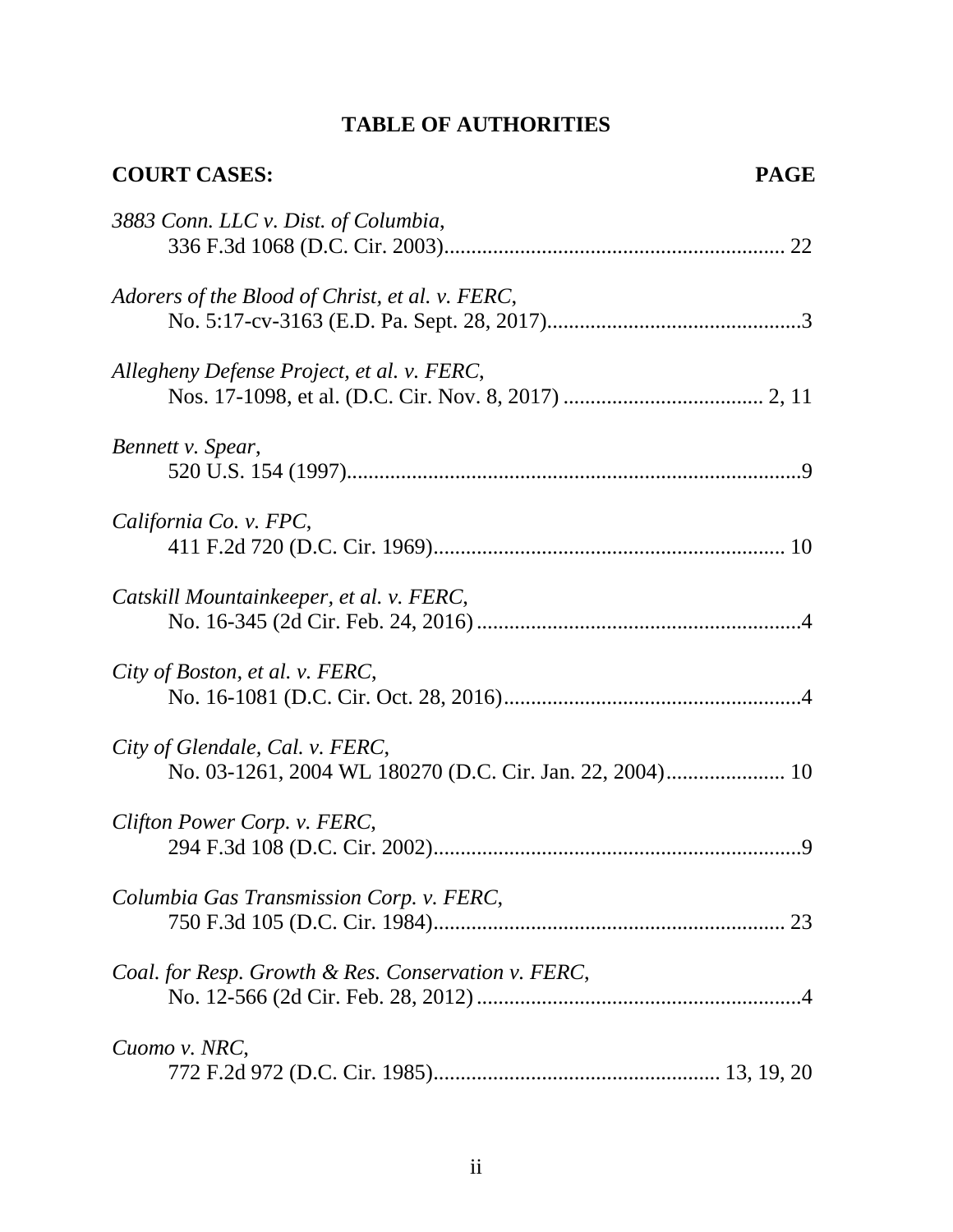# TABLE OF AUTHORITIES

**COURT CASES:** **PAGE**

*3883 Conn. LLC v. Dist. of Columbia*,
336 F.3d 1068 (D.C. Cir. 2003)............................................................... 22

*Adorers of the Blood of Christ, et al. v. FERC*,
No. 5:17-cv-3163 (E.D. Pa. Sept. 28, 2017)...............................................3

*Allegheny Defense Project, et al. v. FERC*,
Nos. 17-1098, et al. (D.C. Cir. Nov. 8, 2017) ..................................... 2, 11

*Bennett v. Spear*,
520 U.S. 154 (1997)....................................................................................9

*California Co. v. FPC*,
411 F.2d 720 (D.C. Cir. 1969)................................................................. 10

*Catskill Mountainkeeper, et al. v. FERC*,
No. 16-345 (2d Cir. Feb. 24, 2016) ............................................................4

*City of Boston, et al. v. FERC*,
No. 16-1081 (D.C. Cir. Oct. 28, 2016).......................................................4

*City of Glendale, Cal. v. FERC*,
No. 03-1261, 2004 WL 180270 (D.C. Cir. Jan. 22, 2004)...................... 10

*Clifton Power Corp. v. FERC*,
294 F.3d 108 (D.C. Cir. 2002)....................................................................9

*Columbia Gas Transmission Corp. v. FERC*,
750 F.3d 105 (D.C. Cir. 1984)................................................................. 23

*Coal. for Resp. Growth & Res. Conservation v. FERC*,
No. 12-566 (2d Cir. Feb. 28, 2012) ............................................................4

*Cuomo v. NRC*,
772 F.2d 972 (D.C. Cir. 1985).................................................... 13, 19, 20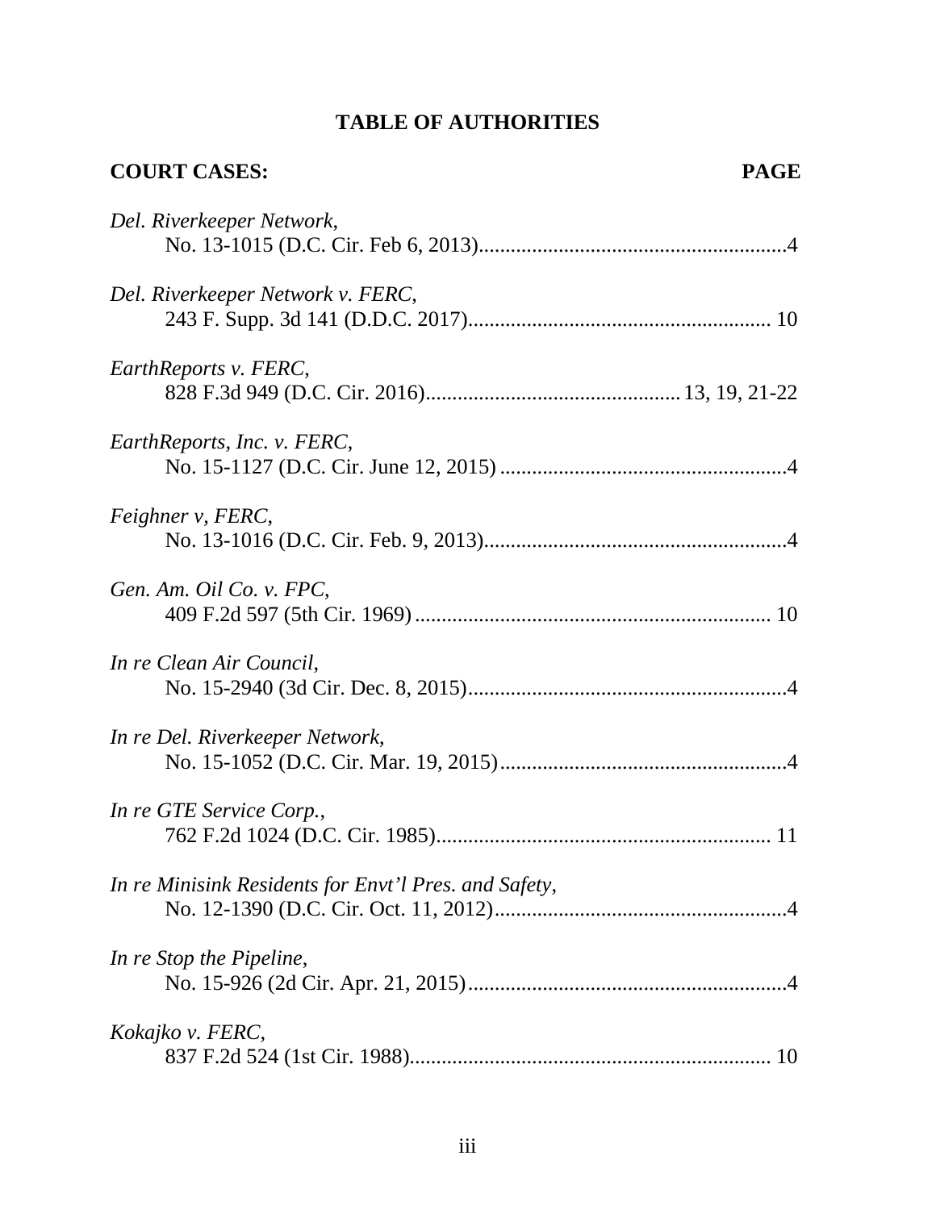## TABLE OF AUTHORITIES

**COURT CASES:** **PAGE**

*Del. Riverkeeper Network*,
No. 13-1015 (D.C. Cir. Feb 6, 2013)..........................................................4

*Del. Riverkeeper Network v. FERC*,
243 F. Supp. 3d 141 (D.D.C. 2017)......................................................... 10

*EarthReports v. FERC*,
828 F.3d 949 (D.C. Cir. 2016)................................................13, 19, 21-22

*EarthReports, Inc. v. FERC*,
No. 15-1127 (D.C. Cir. June 12, 2015) ......................................................4

*Feighner v, FERC*,
No. 13-1016 (D.C. Cir. Feb. 9, 2013)..........................................................4

*Gen. Am. Oil Co. v. FPC*,
409 F.2d 597 (5th Cir. 1969) ................................................................... 10

*In re Clean Air Council*,
No. 15-2940 (3d Cir. Dec. 8, 2015)............................................................4

*In re Del. Riverkeeper Network*,
No. 15-1052 (D.C. Cir. Mar. 19, 2015).......................................................4

*In re GTE Service Corp.*,
762 F.2d 1024 (D.C. Cir. 1985)............................................................... 11

*In re Minisink Residents for Envt'l Pres. and Safety*,
No. 12-1390 (D.C. Cir. Oct. 11, 2012)........................................................4

*In re Stop the Pipeline*,
No. 15-926 (2d Cir. Apr. 21, 2015)............................................................4

*Kokajko v. FERC*,
837 F.2d 524 (1st Cir. 1988).................................................................... 10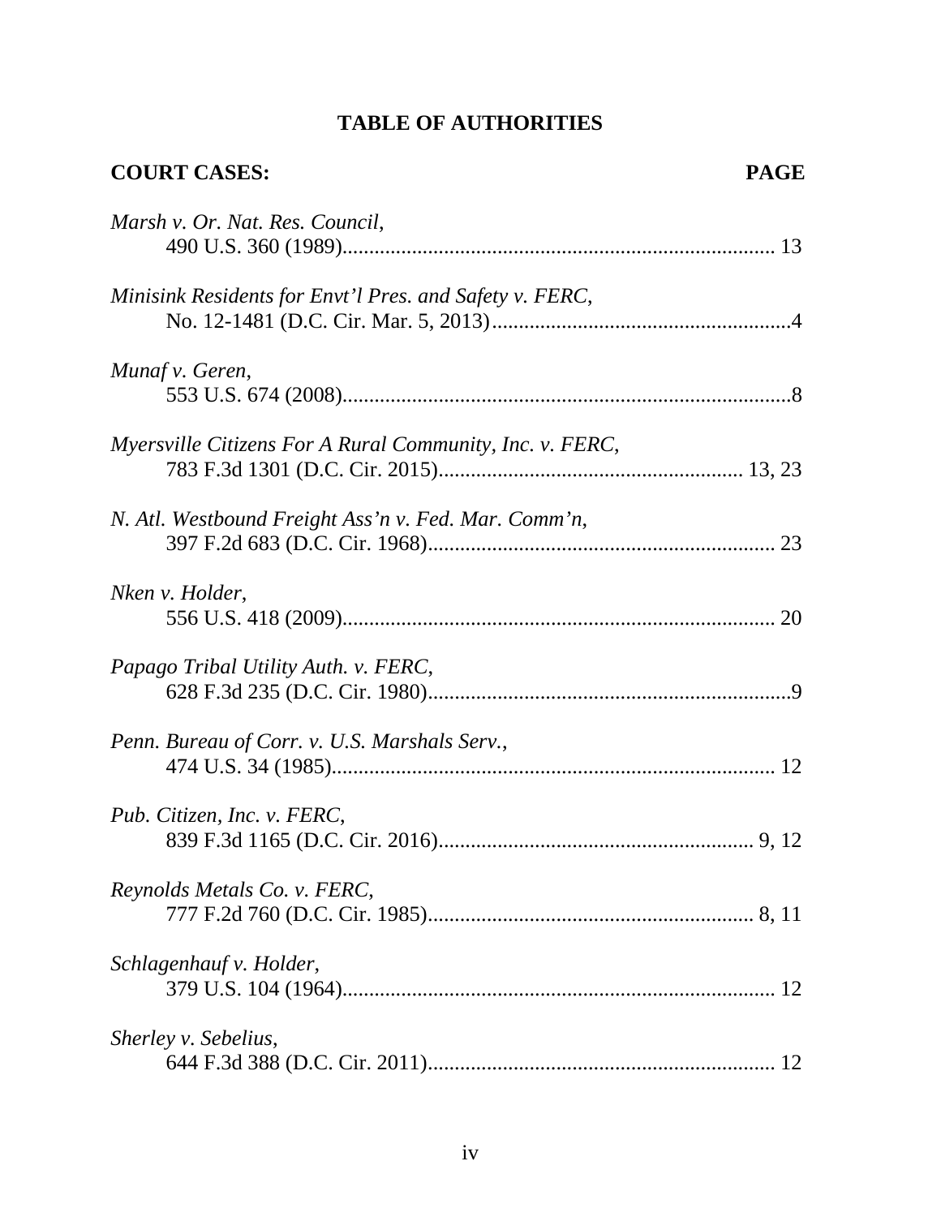# TABLE OF AUTHORITIES

**COURT CASES:** **PAGE**

*Marsh v. Or. Nat. Res. Council*,
490 U.S. 360 (1989)................................................................................ 13

*Minisink Residents for Envt'l Pres. and Safety v. FERC*,
No. 12-1481 (D.C. Cir. Mar. 5, 2013)........................................................4

*Munaf v. Geren*,
553 U.S. 674 (2008)...................................................................................8

*Myersville Citizens For A Rural Community, Inc. v. FERC*,
783 F.3d 1301 (D.C. Cir. 2015)........................................................ 13, 23

*N. Atl. Westbound Freight Ass'n v. Fed. Mar. Comm'n*,
397 F.2d 683 (D.C. Cir. 1968)................................................................ 23

*Nken v. Holder*,
556 U.S. 418 (2009)................................................................................ 20

*Papago Tribal Utility Auth. v. FERC*,
628 F.3d 235 (D.C. Cir. 1980)...................................................................9

*Penn. Bureau of Corr. v. U.S. Marshals Serv.*,
474 U.S. 34 (1985).................................................................................. 12

*Pub. Citizen, Inc. v. FERC*,
839 F.3d 1165 (D.C. Cir. 2016).......................................................... 9, 12

*Reynolds Metals Co. v. FERC*,
777 F.2d 760 (D.C. Cir. 1985)............................................................ 8, 11

*Schlagenhauf v. Holder*,
379 U.S. 104 (1964)................................................................................ 12

*Sherley v. Sebelius*,
644 F.3d 388 (D.C. Cir. 2011)................................................................ 12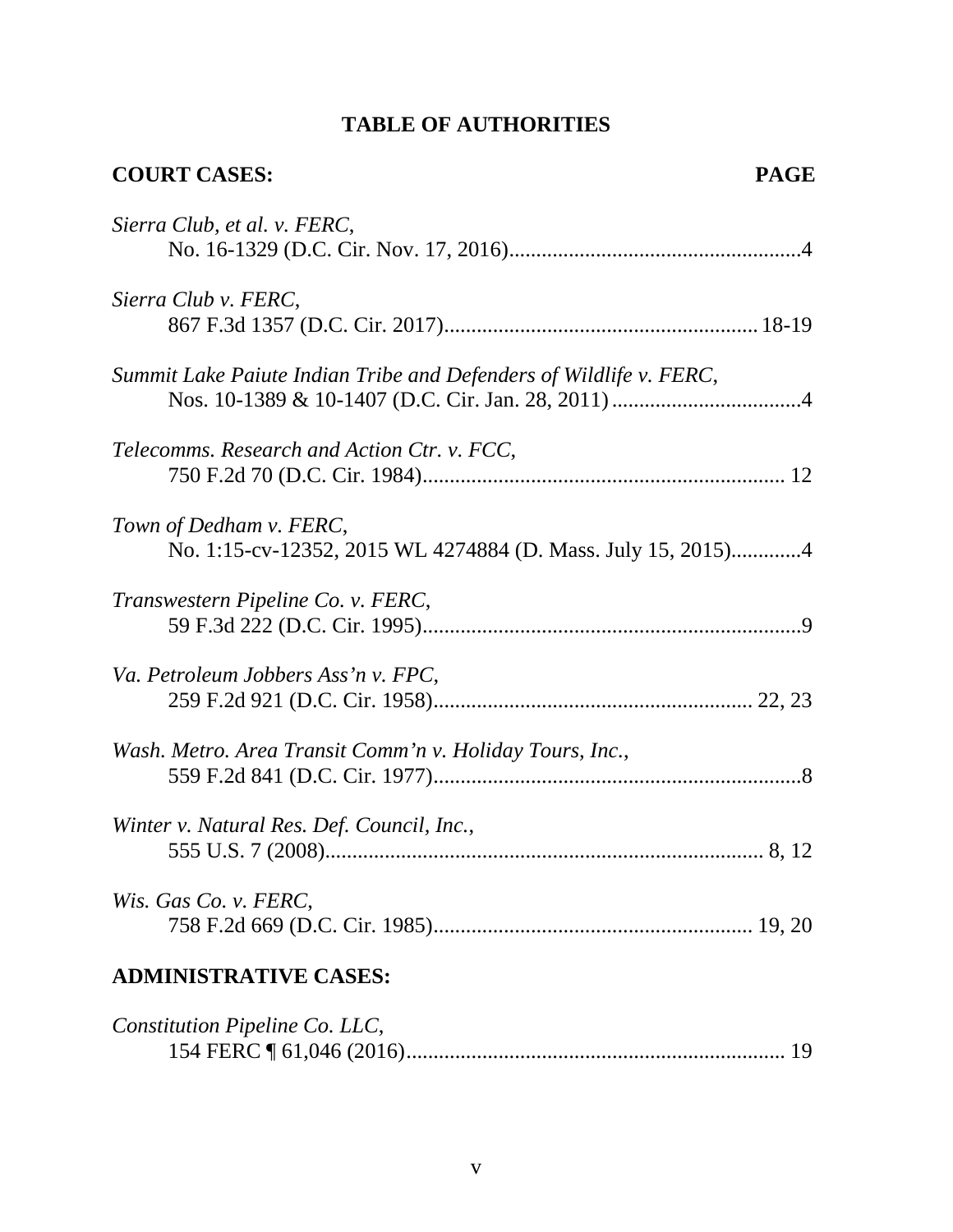## TABLE OF AUTHORITIES

**COURT CASES:** **PAGE**

*Sierra Club, et al. v. FERC*,
No. 16-1329 (D.C. Cir. Nov. 17, 2016)......................................................4

*Sierra Club v. FERC*,
867 F.3d 1357 (D.C. Cir. 2017)......................................................... 18-19

*Summit Lake Paiute Indian Tribe and Defenders of Wildlife v. FERC*,
Nos. 10-1389 & 10-1407 (D.C. Cir. Jan. 28, 2011)...................................4

*Telecomms. Research and Action Ctr. v. FCC*,
750 F.2d 70 (D.C. Cir. 1984).................................................................. 12

*Town of Dedham v. FERC*,
No. 1:15-cv-12352, 2015 WL 4274884 (D. Mass. July 15, 2015).............4

*Transwestern Pipeline Co. v. FERC*,
59 F.3d 222 (D.C. Cir. 1995)......................................................................9

*Va. Petroleum Jobbers Ass'n v. FPC*,
259 F.2d 921 (D.C. Cir. 1958).......................................................... 22, 23

*Wash. Metro. Area Transit Comm'n v. Holiday Tours, Inc.*,
559 F.2d 841 (D.C. Cir. 1977)....................................................................8

*Winter v. Natural Res. Def. Council, Inc.*,
555 U.S. 7 (2008)................................................................................ 8, 12

*Wis. Gas Co. v. FERC*,
758 F.2d 669 (D.C. Cir. 1985).......................................................... 19, 20

**ADMINISTRATIVE CASES:**

*Constitution Pipeline Co. LLC*,
154 FERC ¶ 61,046 (2016)..................................................................... 19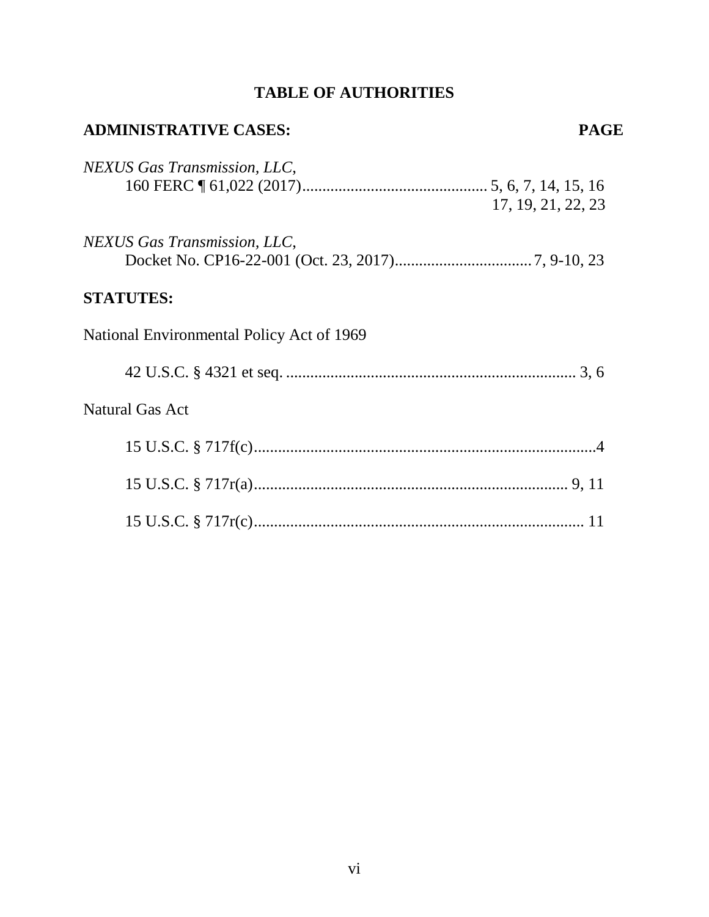# TABLE OF AUTHORITIES

**ADMINISTRATIVE CASES:** **PAGE**

*NEXUS Gas Transmission, LLC*,
160 FERC ¶ 61,022 (2017).............................................. 5, 6, 7, 14, 15, 16
17, 19, 21, 22, 23

*NEXUS Gas Transmission, LLC*,
Docket No. CP16-22-001 (Oct. 23, 2017).................................. 7, 9-10, 23

**STATUTES:**

National Environmental Policy Act of 1969

42 U.S.C. § 4321 et seq. ........................................................................ 3, 6

Natural Gas Act

15 U.S.C. § 717f(c).....................................................................................4

15 U.S.C. § 717r(a)............................................................................. 9, 11

15 U.S.C. § 717r(c)................................................................................. 11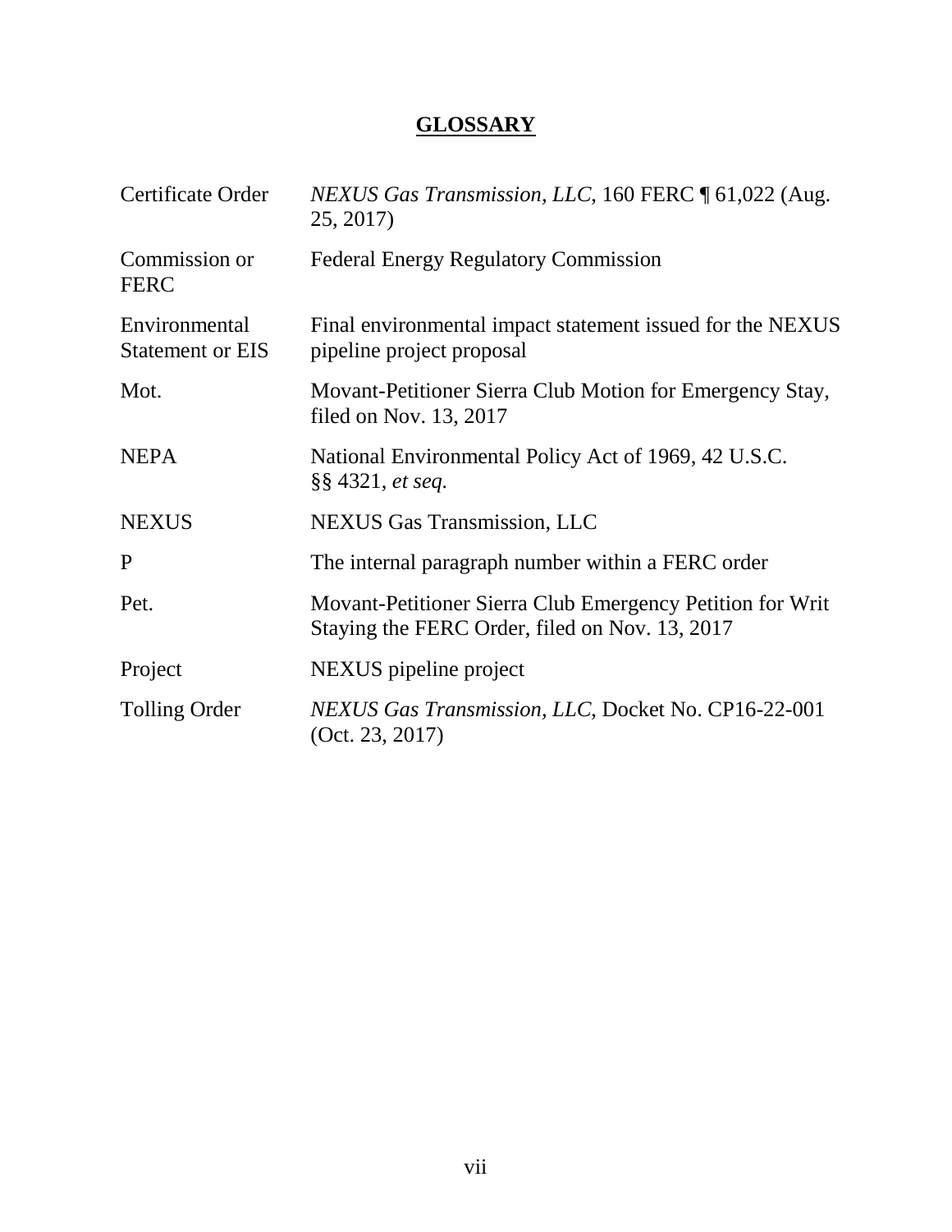# GLOSSARY

| | |
|---|---|
| Certificate Order | *NEXUS Gas Transmission, LLC*, 160 FERC ¶ 61,022 (Aug. 25, 2017) |
| Commission or FERC | Federal Energy Regulatory Commission |
| Environmental Statement or EIS | Final environmental impact statement issued for the NEXUS pipeline project proposal |
| Mot. | Movant-Petitioner Sierra Club Motion for Emergency Stay, filed on Nov. 13, 2017 |
| NEPA | National Environmental Policy Act of 1969, 42 U.S.C. §§ 4321, *et seq.* |
| NEXUS | NEXUS Gas Transmission, LLC |
| P | The internal paragraph number within a FERC order |
| Pet. | Movant-Petitioner Sierra Club Emergency Petition for Writ Staying the FERC Order, filed on Nov. 13, 2017 |
| Project | NEXUS pipeline project |
| Tolling Order | *NEXUS Gas Transmission, LLC*, Docket No. CP16-22-001 (Oct. 23, 2017) |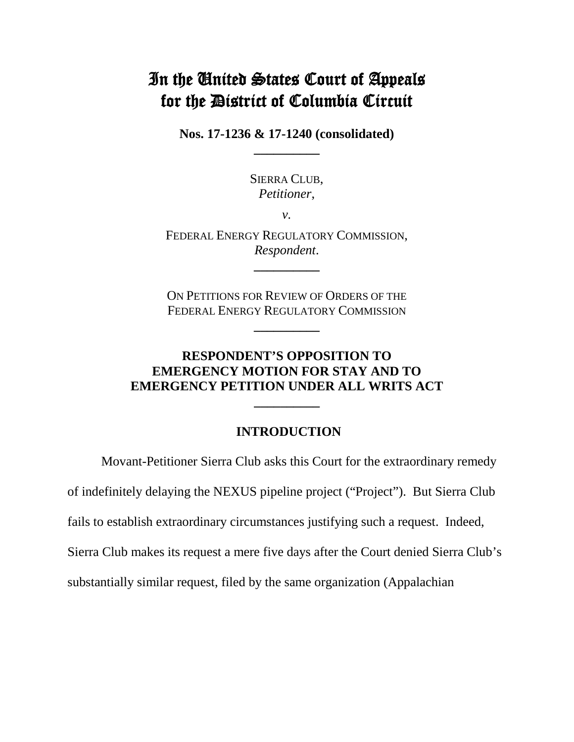# In the United States Court of Appeals for the District of Columbia Circuit

**Nos. 17-1236 & 17-1240 (consolidated)**

---

SIERRA CLUB,
*Petitioner*,

*v.*

FEDERAL ENERGY REGULATORY COMMISSION,
*Respondent*.

---

ON PETITIONS FOR REVIEW OF ORDERS OF THE FEDERAL ENERGY REGULATORY COMMISSION

---

**RESPONDENT'S OPPOSITION TO EMERGENCY MOTION FOR STAY AND TO EMERGENCY PETITION UNDER ALL WRITS ACT**

---

## INTRODUCTION

Movant-Petitioner Sierra Club asks this Court for the extraordinary remedy of indefinitely delaying the NEXUS pipeline project ("Project"). But Sierra Club fails to establish extraordinary circumstances justifying such a request. Indeed, Sierra Club makes its request a mere five days after the Court denied Sierra Club's substantially similar request, filed by the same organization (Appalachian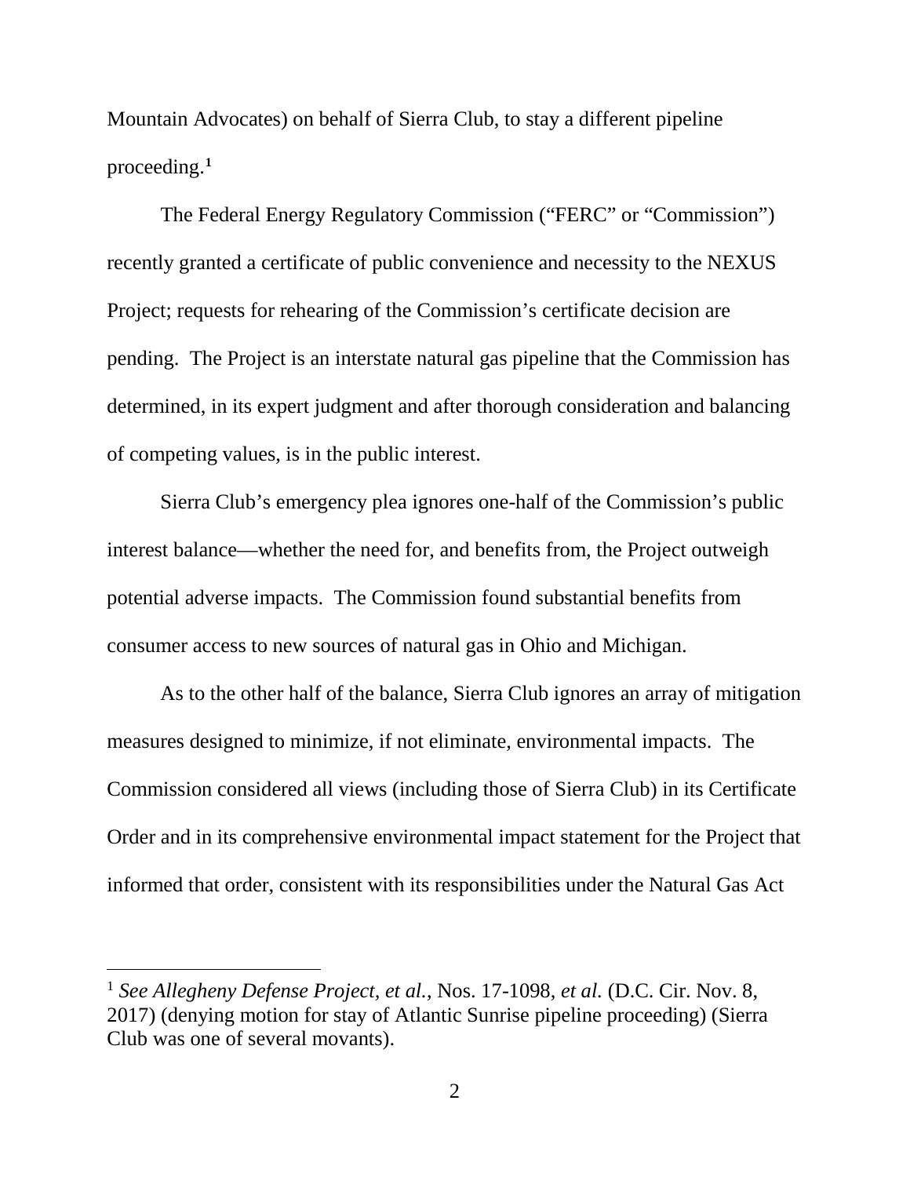Mountain Advocates) on behalf of Sierra Club, to stay a different pipeline proceeding.[1]

The Federal Energy Regulatory Commission ("FERC" or "Commission") recently granted a certificate of public convenience and necessity to the NEXUS Project; requests for rehearing of the Commission's certificate decision are pending. The Project is an interstate natural gas pipeline that the Commission has determined, in its expert judgment and after thorough consideration and balancing of competing values, is in the public interest.

Sierra Club's emergency plea ignores one-half of the Commission's public interest balance—whether the need for, and benefits from, the Project outweigh potential adverse impacts. The Commission found substantial benefits from consumer access to new sources of natural gas in Ohio and Michigan.

As to the other half of the balance, Sierra Club ignores an array of mitigation measures designed to minimize, if not eliminate, environmental impacts. The Commission considered all views (including those of Sierra Club) in its Certificate Order and in its comprehensive environmental impact statement for the Project that informed that order, consistent with its responsibilities under the Natural Gas Act

---

[1] *See Allegheny Defense Project, et al.*, Nos. 17-1098, *et al.* (D.C. Cir. Nov. 8, 2017) (denying motion for stay of Atlantic Sunrise pipeline proceeding) (Sierra Club was one of several movants).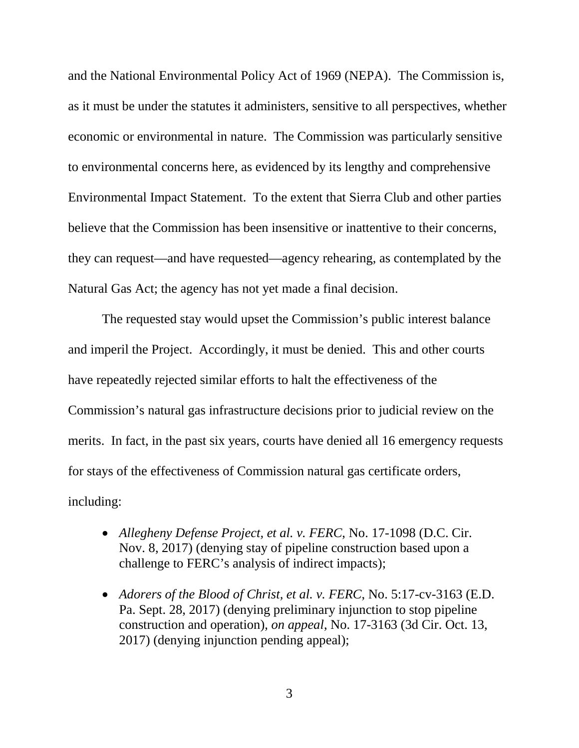and the National Environmental Policy Act of 1969 (NEPA). The Commission is, as it must be under the statutes it administers, sensitive to all perspectives, whether economic or environmental in nature. The Commission was particularly sensitive to environmental concerns here, as evidenced by its lengthy and comprehensive Environmental Impact Statement. To the extent that Sierra Club and other parties believe that the Commission has been insensitive or inattentive to their concerns, they can request—and have requested—agency rehearing, as contemplated by the Natural Gas Act; the agency has not yet made a final decision.

The requested stay would upset the Commission's public interest balance and imperil the Project. Accordingly, it must be denied. This and other courts have repeatedly rejected similar efforts to halt the effectiveness of the Commission's natural gas infrastructure decisions prior to judicial review on the merits. In fact, in the past six years, courts have denied all 16 emergency requests for stays of the effectiveness of Commission natural gas certificate orders, including:

- *Allegheny Defense Project, et al. v. FERC*, No. 17-1098 (D.C. Cir. Nov. 8, 2017) (denying stay of pipeline construction based upon a challenge to FERC's analysis of indirect impacts);
- *Adorers of the Blood of Christ, et al. v. FERC*, No. 5:17-cv-3163 (E.D. Pa. Sept. 28, 2017) (denying preliminary injunction to stop pipeline construction and operation), *on appeal*, No. 17-3163 (3d Cir. Oct. 13, 2017) (denying injunction pending appeal);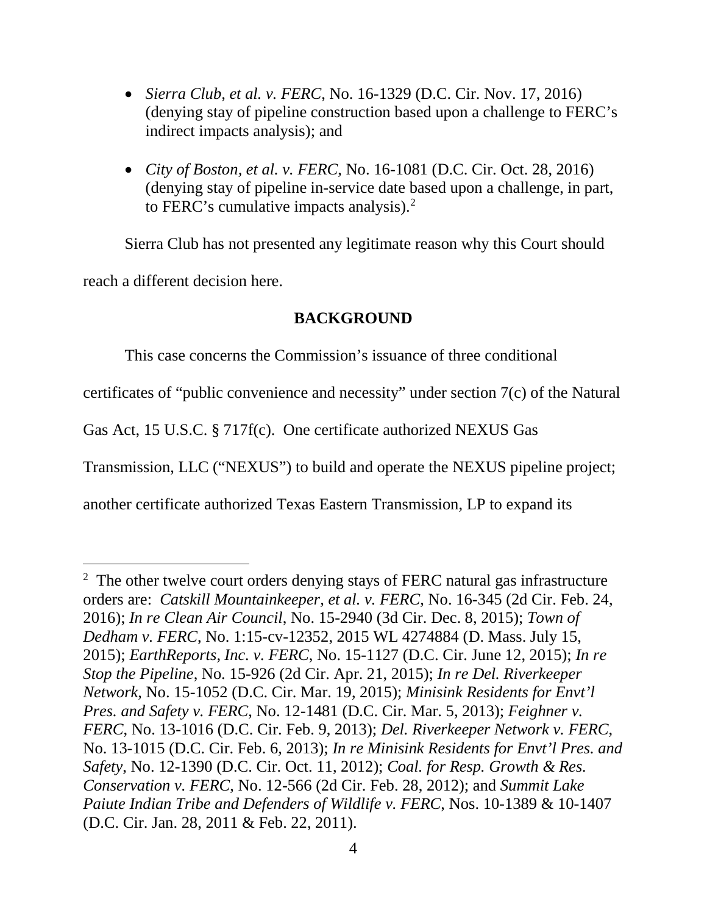- *Sierra Club, et al. v. FERC*, No. 16-1329 (D.C. Cir. Nov. 17, 2016) (denying stay of pipeline construction based upon a challenge to FERC's indirect impacts analysis); and

- *City of Boston, et al. v. FERC*, No. 16-1081 (D.C. Cir. Oct. 28, 2016) (denying stay of pipeline in-service date based upon a challenge, in part, to FERC's cumulative impacts analysis).[2]

Sierra Club has not presented any legitimate reason why this Court should reach a different decision here.

**BACKGROUND**

This case concerns the Commission's issuance of three conditional certificates of "public convenience and necessity" under section 7(c) of the Natural Gas Act, 15 U.S.C. § 717f(c). One certificate authorized NEXUS Gas Transmission, LLC ("NEXUS") to build and operate the NEXUS pipeline project; another certificate authorized Texas Eastern Transmission, LP to expand its

---

[2] The other twelve court orders denying stays of FERC natural gas infrastructure orders are: *Catskill Mountainkeeper, et al. v. FERC*, No. 16-345 (2d Cir. Feb. 24, 2016); *In re Clean Air Council*, No. 15-2940 (3d Cir. Dec. 8, 2015); *Town of Dedham v. FERC*, No. 1:15-cv-12352, 2015 WL 4274884 (D. Mass. July 15, 2015); *EarthReports, Inc. v. FERC*, No. 15-1127 (D.C. Cir. June 12, 2015); *In re Stop the Pipeline*, No. 15-926 (2d Cir. Apr. 21, 2015); *In re Del. Riverkeeper Network*, No. 15-1052 (D.C. Cir. Mar. 19, 2015); *Minisink Residents for Envt'l Pres. and Safety v. FERC*, No. 12-1481 (D.C. Cir. Mar. 5, 2013); *Feighner v. FERC*, No. 13-1016 (D.C. Cir. Feb. 9, 2013); *Del. Riverkeeper Network v. FERC*, No. 13-1015 (D.C. Cir. Feb. 6, 2013); *In re Minisink Residents for Envt'l Pres. and Safety*, No. 12-1390 (D.C. Cir. Oct. 11, 2012); *Coal. for Resp. Growth & Res. Conservation v. FERC*, No. 12-566 (2d Cir. Feb. 28, 2012); and *Summit Lake Paiute Indian Tribe and Defenders of Wildlife v. FERC*, Nos. 10-1389 & 10-1407 (D.C. Cir. Jan. 28, 2011 & Feb. 22, 2011).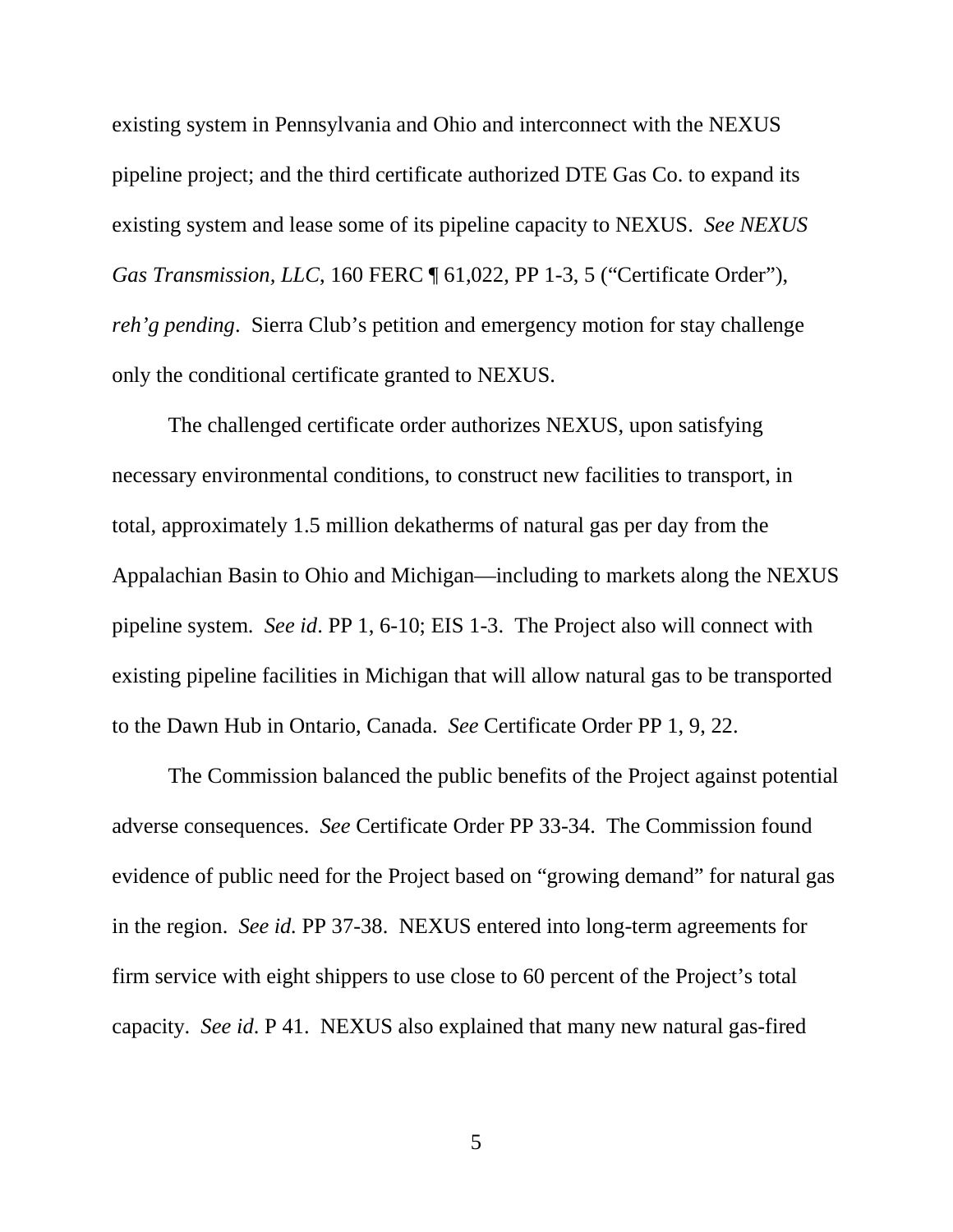existing system in Pennsylvania and Ohio and interconnect with the NEXUS pipeline project; and the third certificate authorized DTE Gas Co. to expand its existing system and lease some of its pipeline capacity to NEXUS. *See NEXUS Gas Transmission, LLC*, 160 FERC ¶ 61,022, PP 1-3, 5 ("Certificate Order"), *reh'g pending*. Sierra Club's petition and emergency motion for stay challenge only the conditional certificate granted to NEXUS.

The challenged certificate order authorizes NEXUS, upon satisfying necessary environmental conditions, to construct new facilities to transport, in total, approximately 1.5 million dekatherms of natural gas per day from the Appalachian Basin to Ohio and Michigan—including to markets along the NEXUS pipeline system. *See id*. PP 1, 6-10; EIS 1-3. The Project also will connect with existing pipeline facilities in Michigan that will allow natural gas to be transported to the Dawn Hub in Ontario, Canada. *See* Certificate Order PP 1, 9, 22.

The Commission balanced the public benefits of the Project against potential adverse consequences. *See* Certificate Order PP 33-34. The Commission found evidence of public need for the Project based on "growing demand" for natural gas in the region. *See id.* PP 37-38. NEXUS entered into long-term agreements for firm service with eight shippers to use close to 60 percent of the Project's total capacity. *See id*. P 41. NEXUS also explained that many new natural gas-fired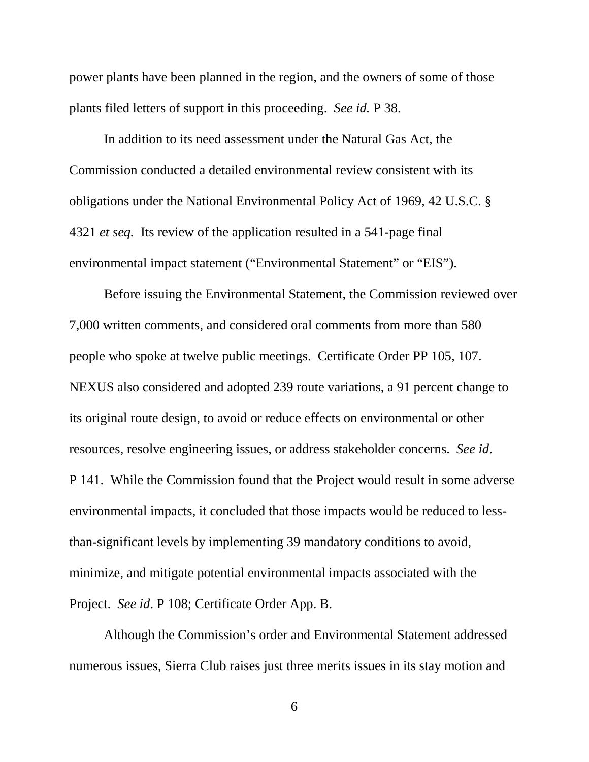power plants have been planned in the region, and the owners of some of those plants filed letters of support in this proceeding. *See id.* P 38.

In addition to its need assessment under the Natural Gas Act, the Commission conducted a detailed environmental review consistent with its obligations under the National Environmental Policy Act of 1969, 42 U.S.C. § 4321 *et seq.* Its review of the application resulted in a 541-page final environmental impact statement ("Environmental Statement" or "EIS").

Before issuing the Environmental Statement, the Commission reviewed over 7,000 written comments, and considered oral comments from more than 580 people who spoke at twelve public meetings. Certificate Order PP 105, 107. NEXUS also considered and adopted 239 route variations, a 91 percent change to its original route design, to avoid or reduce effects on environmental or other resources, resolve engineering issues, or address stakeholder concerns. *See id*. P 141. While the Commission found that the Project would result in some adverse environmental impacts, it concluded that those impacts would be reduced to less-than-significant levels by implementing 39 mandatory conditions to avoid, minimize, and mitigate potential environmental impacts associated with the Project. *See id*. P 108; Certificate Order App. B.

Although the Commission's order and Environmental Statement addressed numerous issues, Sierra Club raises just three merits issues in its stay motion and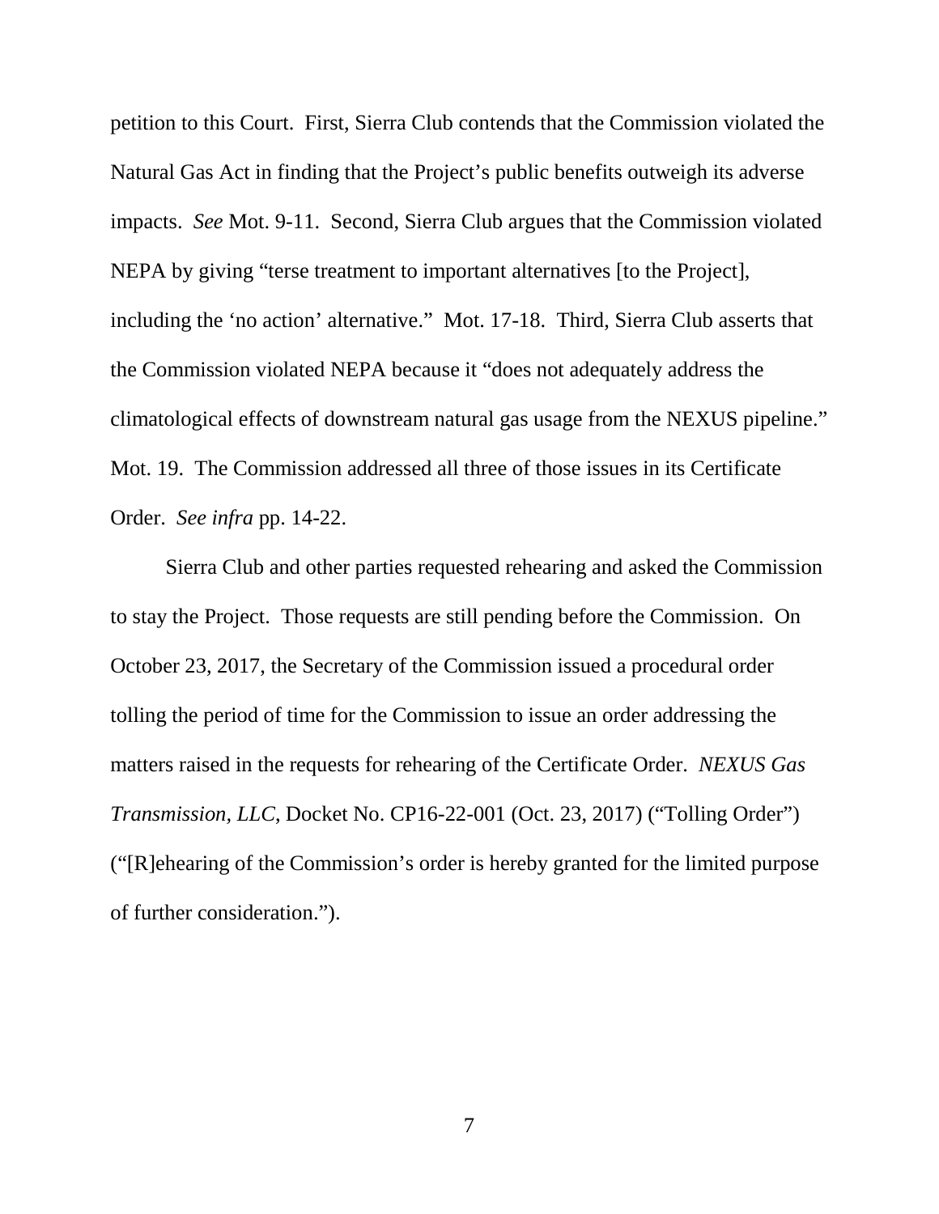petition to this Court. First, Sierra Club contends that the Commission violated the Natural Gas Act in finding that the Project's public benefits outweigh its adverse impacts. *See* Mot. 9-11. Second, Sierra Club argues that the Commission violated NEPA by giving "terse treatment to important alternatives [to the Project], including the 'no action' alternative." Mot. 17-18. Third, Sierra Club asserts that the Commission violated NEPA because it "does not adequately address the climatological effects of downstream natural gas usage from the NEXUS pipeline." Mot. 19. The Commission addressed all three of those issues in its Certificate Order. *See infra* pp. 14-22.

Sierra Club and other parties requested rehearing and asked the Commission to stay the Project. Those requests are still pending before the Commission. On October 23, 2017, the Secretary of the Commission issued a procedural order tolling the period of time for the Commission to issue an order addressing the matters raised in the requests for rehearing of the Certificate Order. *NEXUS Gas Transmission, LLC*, Docket No. CP16-22-001 (Oct. 23, 2017) ("Tolling Order") ("[R]ehearing of the Commission's order is hereby granted for the limited purpose of further consideration.").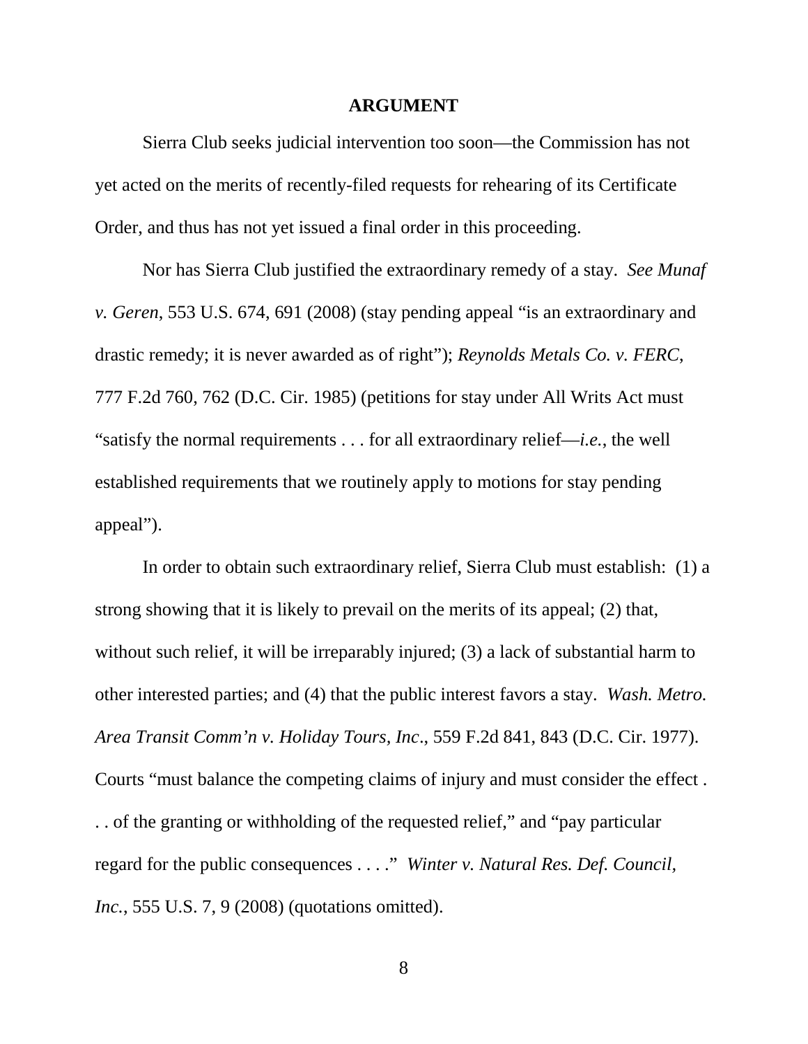## ARGUMENT

Sierra Club seeks judicial intervention too soon—the Commission has not yet acted on the merits of recently-filed requests for rehearing of its Certificate Order, and thus has not yet issued a final order in this proceeding.

Nor has Sierra Club justified the extraordinary remedy of a stay. *See Munaf v. Geren*, 553 U.S. 674, 691 (2008) (stay pending appeal "is an extraordinary and drastic remedy; it is never awarded as of right"); *Reynolds Metals Co. v. FERC*, 777 F.2d 760, 762 (D.C. Cir. 1985) (petitions for stay under All Writs Act must "satisfy the normal requirements . . . for all extraordinary relief—*i.e.*, the well established requirements that we routinely apply to motions for stay pending appeal").

In order to obtain such extraordinary relief, Sierra Club must establish: (1) a strong showing that it is likely to prevail on the merits of its appeal; (2) that, without such relief, it will be irreparably injured; (3) a lack of substantial harm to other interested parties; and (4) that the public interest favors a stay. *Wash. Metro. Area Transit Comm'n v. Holiday Tours, Inc*., 559 F.2d 841, 843 (D.C. Cir. 1977). Courts "must balance the competing claims of injury and must consider the effect . . . of the granting or withholding of the requested relief," and "pay particular regard for the public consequences . . . ." *Winter v. Natural Res. Def. Council, Inc.*, 555 U.S. 7, 9 (2008) (quotations omitted).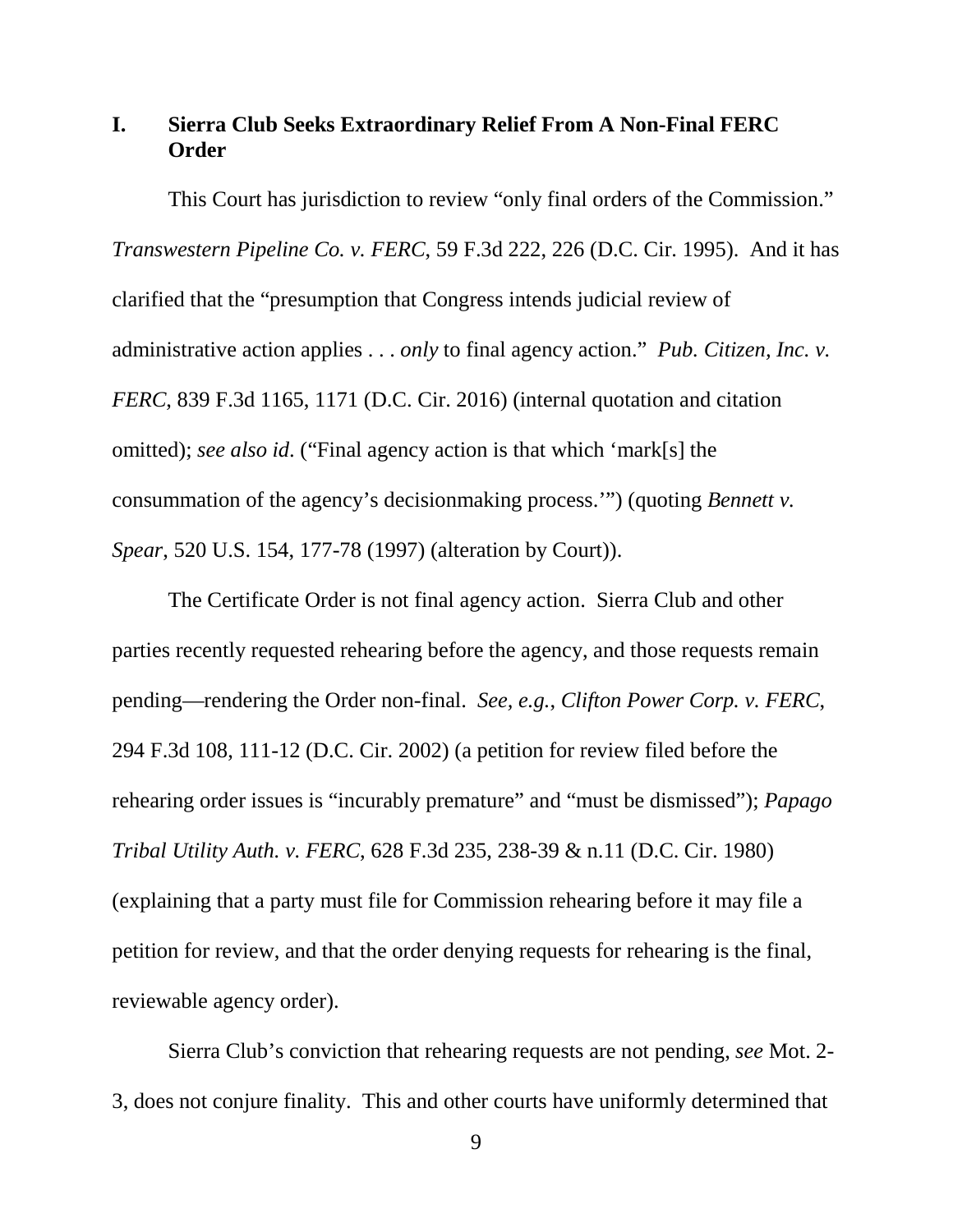## I. Sierra Club Seeks Extraordinary Relief From A Non-Final FERC Order

This Court has jurisdiction to review "only final orders of the Commission." *Transwestern Pipeline Co. v. FERC*, 59 F.3d 222, 226 (D.C. Cir. 1995). And it has clarified that the "presumption that Congress intends judicial review of administrative action applies . . . *only* to final agency action." *Pub. Citizen, Inc. v. FERC,* 839 F.3d 1165, 1171 (D.C. Cir. 2016) (internal quotation and citation omitted); *see also id*. ("Final agency action is that which 'mark[s] the consummation of the agency's decisionmaking process.'") (quoting *Bennett v. Spear*, 520 U.S. 154, 177-78 (1997) (alteration by Court)).

The Certificate Order is not final agency action. Sierra Club and other parties recently requested rehearing before the agency, and those requests remain pending—rendering the Order non-final. *See, e.g.*, *Clifton Power Corp. v. FERC*, 294 F.3d 108, 111-12 (D.C. Cir. 2002) (a petition for review filed before the rehearing order issues is "incurably premature" and "must be dismissed"); *Papago Tribal Utility Auth. v. FERC*, 628 F.3d 235, 238-39 & n.11 (D.C. Cir. 1980) (explaining that a party must file for Commission rehearing before it may file a petition for review, and that the order denying requests for rehearing is the final, reviewable agency order).

Sierra Club's conviction that rehearing requests are not pending, *see* Mot. 2-3, does not conjure finality. This and other courts have uniformly determined that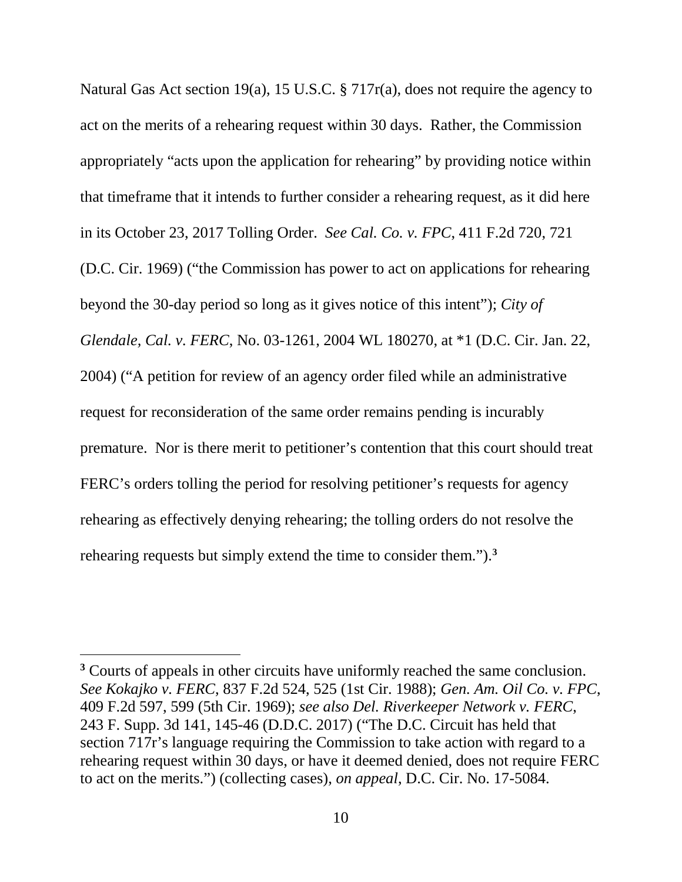Natural Gas Act section 19(a), 15 U.S.C. § 717r(a), does not require the agency to act on the merits of a rehearing request within 30 days. Rather, the Commission appropriately "acts upon the application for rehearing" by providing notice within that timeframe that it intends to further consider a rehearing request, as it did here in its October 23, 2017 Tolling Order. *See Cal. Co. v. FPC*, 411 F.2d 720, 721 (D.C. Cir. 1969) ("the Commission has power to act on applications for rehearing beyond the 30-day period so long as it gives notice of this intent"); *City of Glendale, Cal. v. FERC*, No. 03-1261, 2004 WL 180270, at *1 (D.C. Cir. Jan. 22, 2004) ("A petition for review of an agency order filed while an administrative request for reconsideration of the same order remains pending is incurably premature. Nor is there merit to petitioner's contention that this court should treat FERC's orders tolling the period for resolving petitioner's requests for agency rehearing as effectively denying rehearing; the tolling orders do not resolve the rehearing requests but simply extend the time to consider them.").[3]

---

[3] Courts of appeals in other circuits have uniformly reached the same conclusion. *See Kokajko v. FERC*, 837 F.2d 524, 525 (1st Cir. 1988); *Gen. Am. Oil Co. v. FPC*, 409 F.2d 597, 599 (5th Cir. 1969); *see also Del. Riverkeeper Network v. FERC*, 243 F. Supp. 3d 141, 145-46 (D.D.C. 2017) ("The D.C. Circuit has held that section 717r's language requiring the Commission to take action with regard to a rehearing request within 30 days, or have it deemed denied, does not require FERC to act on the merits.") (collecting cases), *on appeal*, D.C. Cir. No. 17-5084.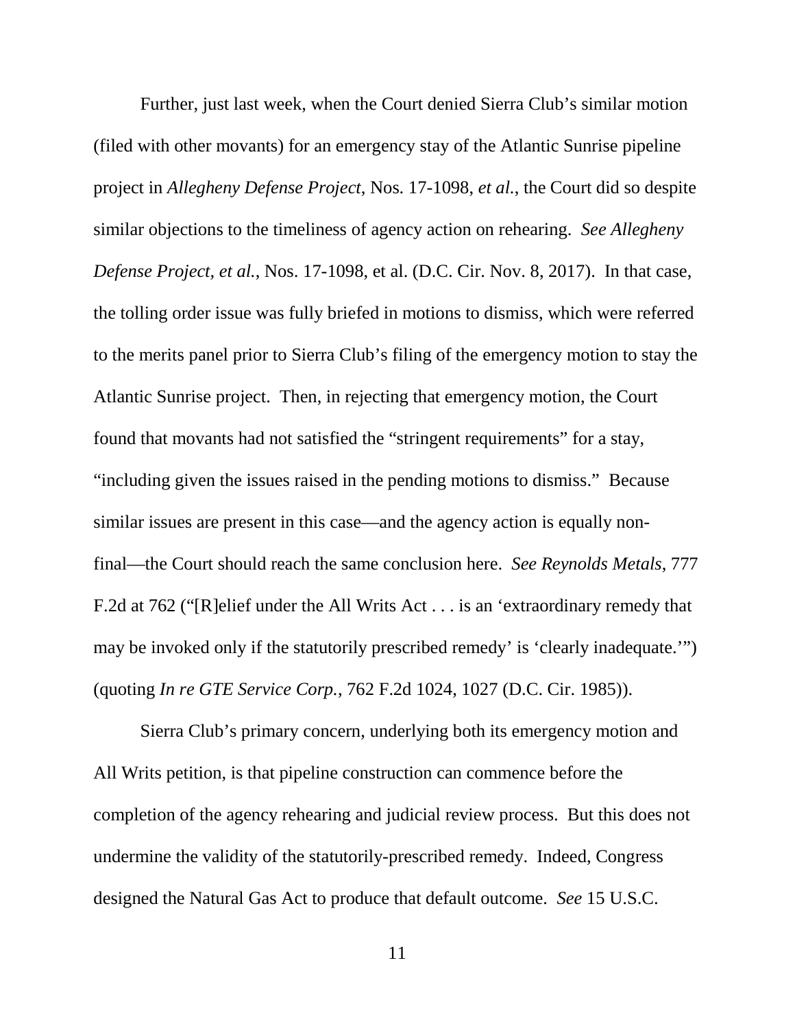Further, just last week, when the Court denied Sierra Club's similar motion (filed with other movants) for an emergency stay of the Atlantic Sunrise pipeline project in *Allegheny Defense Project*, Nos. 17-1098, *et al.*, the Court did so despite similar objections to the timeliness of agency action on rehearing. *See Allegheny Defense Project, et al.*, Nos. 17-1098, et al. (D.C. Cir. Nov. 8, 2017). In that case, the tolling order issue was fully briefed in motions to dismiss, which were referred to the merits panel prior to Sierra Club's filing of the emergency motion to stay the Atlantic Sunrise project. Then, in rejecting that emergency motion, the Court found that movants had not satisfied the "stringent requirements" for a stay, "including given the issues raised in the pending motions to dismiss." Because similar issues are present in this case—and the agency action is equally non-final—the Court should reach the same conclusion here. *See Reynolds Metals*, 777 F.2d at 762 ("[R]elief under the All Writs Act . . . is an 'extraordinary remedy that may be invoked only if the statutorily prescribed remedy' is 'clearly inadequate.'") (quoting *In re GTE Service Corp.*, 762 F.2d 1024, 1027 (D.C. Cir. 1985)).

Sierra Club's primary concern, underlying both its emergency motion and All Writs petition, is that pipeline construction can commence before the completion of the agency rehearing and judicial review process. But this does not undermine the validity of the statutorily-prescribed remedy. Indeed, Congress designed the Natural Gas Act to produce that default outcome. *See* 15 U.S.C.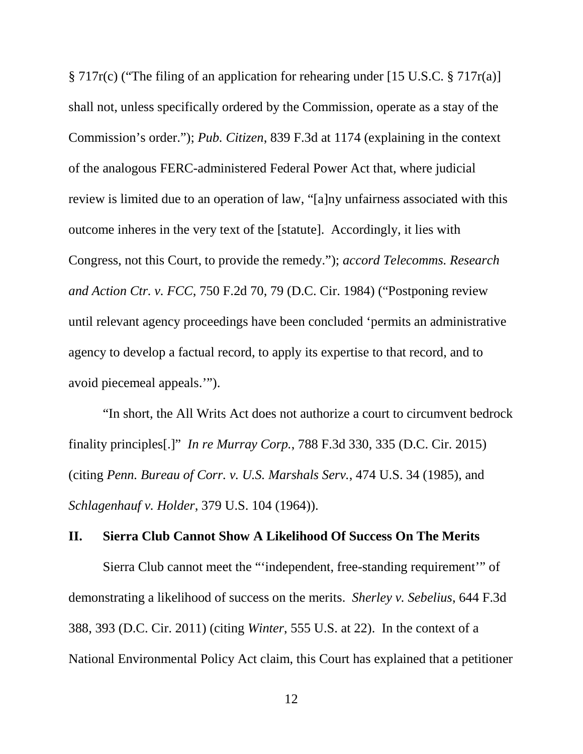§ 717r(c) ("The filing of an application for rehearing under [15 U.S.C. § 717r(a)] shall not, unless specifically ordered by the Commission, operate as a stay of the Commission's order."); *Pub. Citizen*, 839 F.3d at 1174 (explaining in the context of the analogous FERC-administered Federal Power Act that, where judicial review is limited due to an operation of law, "[a]ny unfairness associated with this outcome inheres in the very text of the [statute]. Accordingly, it lies with Congress, not this Court, to provide the remedy."); *accord Telecomms. Research and Action Ctr. v. FCC*, 750 F.2d 70, 79 (D.C. Cir. 1984) ("Postponing review until relevant agency proceedings have been concluded 'permits an administrative agency to develop a factual record, to apply its expertise to that record, and to avoid piecemeal appeals.'").

"In short, the All Writs Act does not authorize a court to circumvent bedrock finality principles[.]" *In re Murray Corp.*, 788 F.3d 330, 335 (D.C. Cir. 2015) (citing *Penn. Bureau of Corr. v. U.S. Marshals Serv.*, 474 U.S. 34 (1985), and *Schlagenhauf v. Holder*, 379 U.S. 104 (1964)).

## II. Sierra Club Cannot Show A Likelihood Of Success On The Merits

Sierra Club cannot meet the "'independent, free-standing requirement'" of demonstrating a likelihood of success on the merits. *Sherley v. Sebelius*, 644 F.3d 388, 393 (D.C. Cir. 2011) (citing *Winter*, 555 U.S. at 22). In the context of a National Environmental Policy Act claim, this Court has explained that a petitioner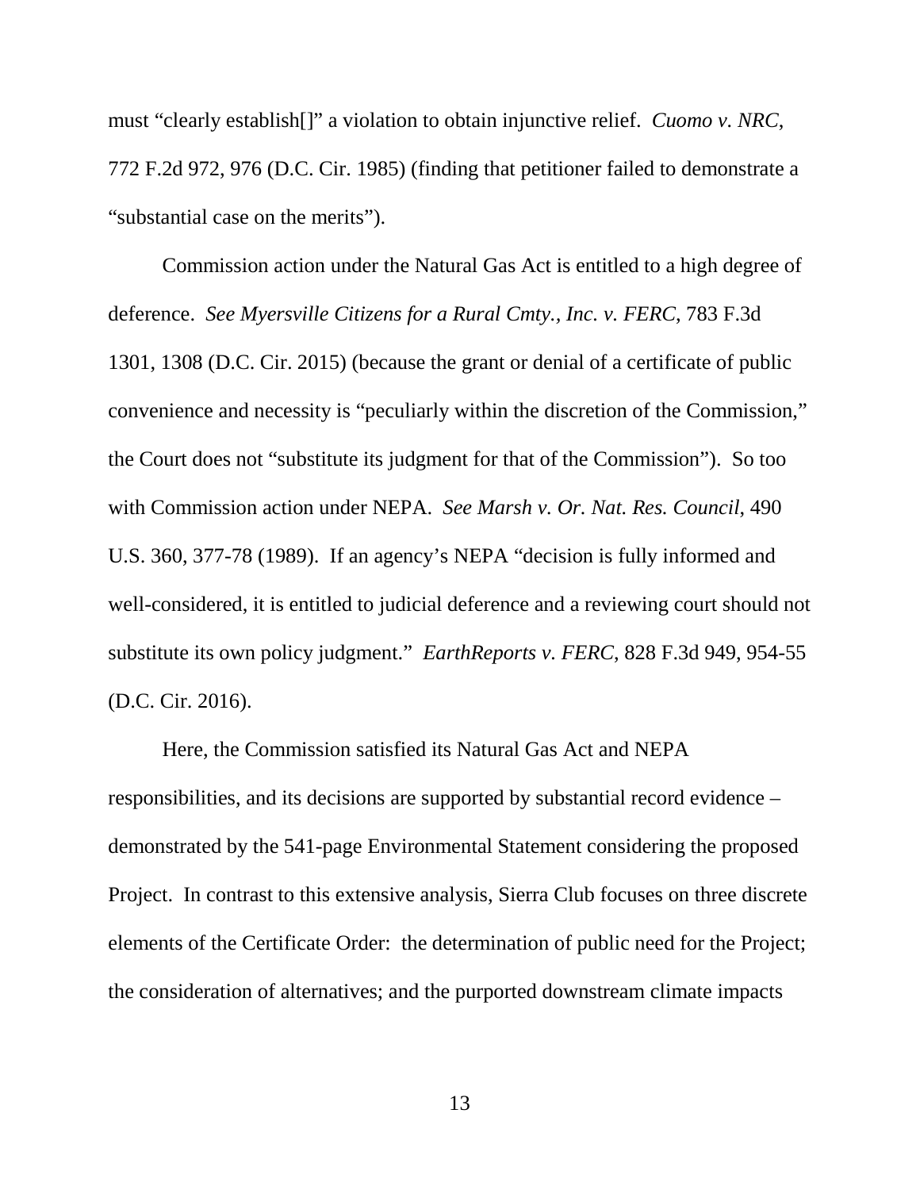must "clearly establish[]" a violation to obtain injunctive relief. *Cuomo v. NRC*, 772 F.2d 972, 976 (D.C. Cir. 1985) (finding that petitioner failed to demonstrate a "substantial case on the merits").

Commission action under the Natural Gas Act is entitled to a high degree of deference. *See Myersville Citizens for a Rural Cmty., Inc. v. FERC*, 783 F.3d 1301, 1308 (D.C. Cir. 2015) (because the grant or denial of a certificate of public convenience and necessity is "peculiarly within the discretion of the Commission," the Court does not "substitute its judgment for that of the Commission"). So too with Commission action under NEPA. *See Marsh v. Or. Nat. Res. Council*, 490 U.S. 360, 377-78 (1989). If an agency's NEPA "decision is fully informed and well-considered, it is entitled to judicial deference and a reviewing court should not substitute its own policy judgment." *EarthReports v. FERC*, 828 F.3d 949, 954-55 (D.C. Cir. 2016).

Here, the Commission satisfied its Natural Gas Act and NEPA responsibilities, and its decisions are supported by substantial record evidence – demonstrated by the 541-page Environmental Statement considering the proposed Project. In contrast to this extensive analysis, Sierra Club focuses on three discrete elements of the Certificate Order: the determination of public need for the Project; the consideration of alternatives; and the purported downstream climate impacts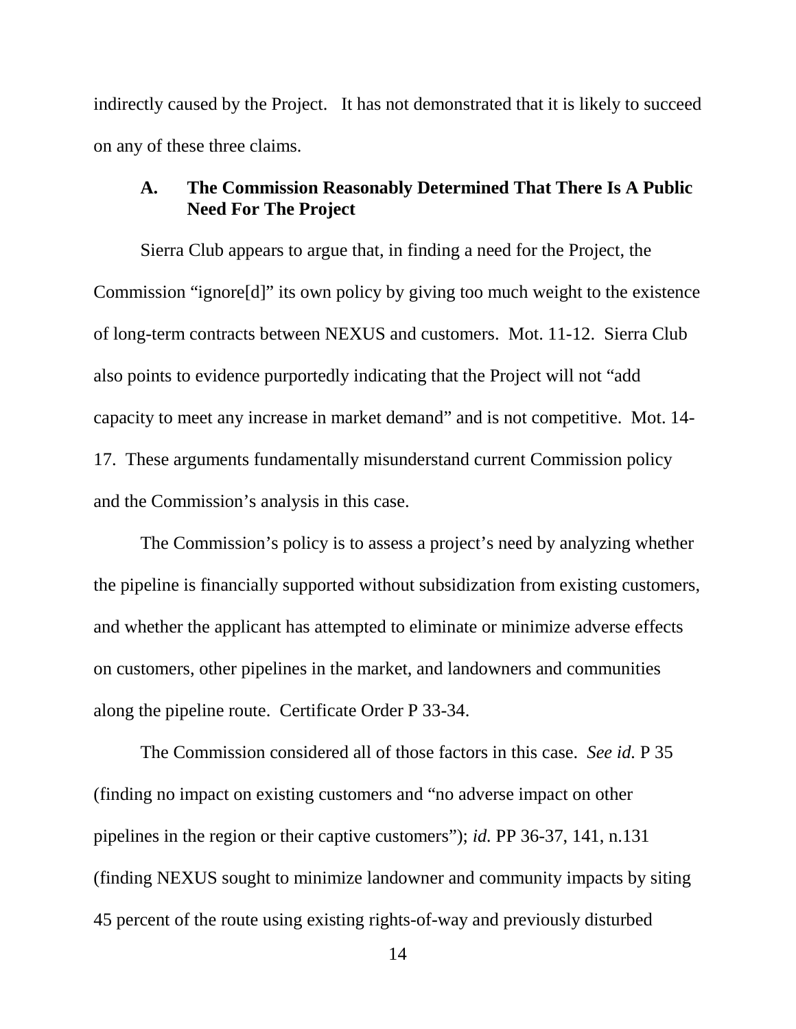indirectly caused by the Project. It has not demonstrated that it is likely to succeed on any of these three claims.

### A. The Commission Reasonably Determined That There Is A Public Need For The Project

Sierra Club appears to argue that, in finding a need for the Project, the Commission "ignore[d]" its own policy by giving too much weight to the existence of long-term contracts between NEXUS and customers. Mot. 11-12. Sierra Club also points to evidence purportedly indicating that the Project will not "add capacity to meet any increase in market demand" and is not competitive. Mot. 14-17. These arguments fundamentally misunderstand current Commission policy and the Commission's analysis in this case.

The Commission's policy is to assess a project's need by analyzing whether the pipeline is financially supported without subsidization from existing customers, and whether the applicant has attempted to eliminate or minimize adverse effects on customers, other pipelines in the market, and landowners and communities along the pipeline route. Certificate Order P 33-34.

The Commission considered all of those factors in this case. *See id.* P 35 (finding no impact on existing customers and "no adverse impact on other pipelines in the region or their captive customers"); *id.* PP 36-37, 141, n.131 (finding NEXUS sought to minimize landowner and community impacts by siting 45 percent of the route using existing rights-of-way and previously disturbed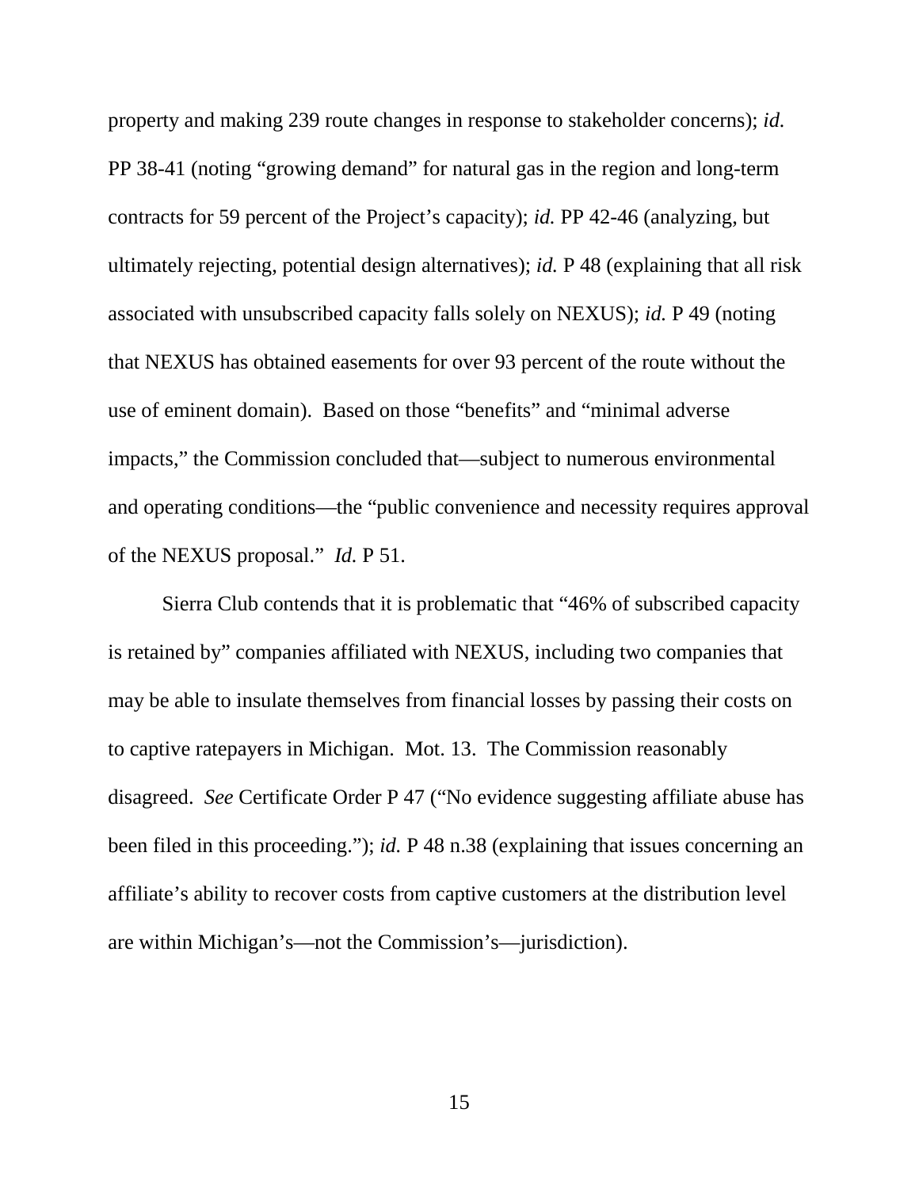property and making 239 route changes in response to stakeholder concerns); *id.* PP 38-41 (noting "growing demand" for natural gas in the region and long-term contracts for 59 percent of the Project's capacity); *id.* PP 42-46 (analyzing, but ultimately rejecting, potential design alternatives); *id.* P 48 (explaining that all risk associated with unsubscribed capacity falls solely on NEXUS); *id.* P 49 (noting that NEXUS has obtained easements for over 93 percent of the route without the use of eminent domain). Based on those "benefits" and "minimal adverse impacts," the Commission concluded that—subject to numerous environmental and operating conditions—the "public convenience and necessity requires approval of the NEXUS proposal." *Id.* P 51.

Sierra Club contends that it is problematic that "46% of subscribed capacity is retained by" companies affiliated with NEXUS, including two companies that may be able to insulate themselves from financial losses by passing their costs on to captive ratepayers in Michigan. Mot. 13. The Commission reasonably disagreed. *See* Certificate Order P 47 ("No evidence suggesting affiliate abuse has been filed in this proceeding."); *id.* P 48 n.38 (explaining that issues concerning an affiliate's ability to recover costs from captive customers at the distribution level are within Michigan's—not the Commission's—jurisdiction).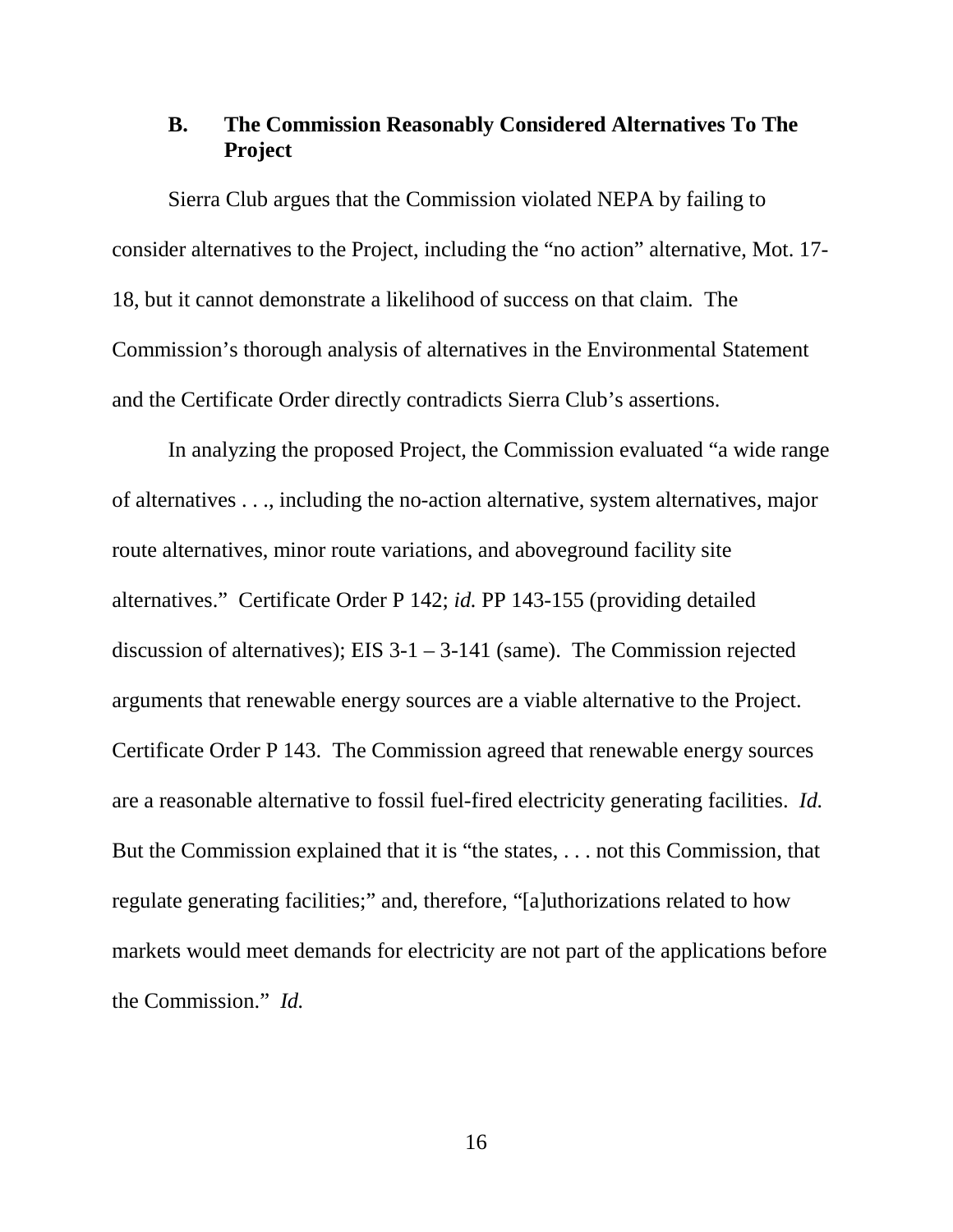### B. The Commission Reasonably Considered Alternatives To The Project

Sierra Club argues that the Commission violated NEPA by failing to consider alternatives to the Project, including the "no action" alternative, Mot. 17-18, but it cannot demonstrate a likelihood of success on that claim. The Commission's thorough analysis of alternatives in the Environmental Statement and the Certificate Order directly contradicts Sierra Club's assertions.

In analyzing the proposed Project, the Commission evaluated "a wide range of alternatives . . ., including the no-action alternative, system alternatives, major route alternatives, minor route variations, and aboveground facility site alternatives." Certificate Order P 142; *id.* PP 143-155 (providing detailed discussion of alternatives); EIS 3-1 – 3-141 (same). The Commission rejected arguments that renewable energy sources are a viable alternative to the Project. Certificate Order P 143. The Commission agreed that renewable energy sources are a reasonable alternative to fossil fuel-fired electricity generating facilities. *Id.* But the Commission explained that it is "the states, . . . not this Commission, that regulate generating facilities;" and, therefore, "[a]uthorizations related to how markets would meet demands for electricity are not part of the applications before the Commission." *Id.*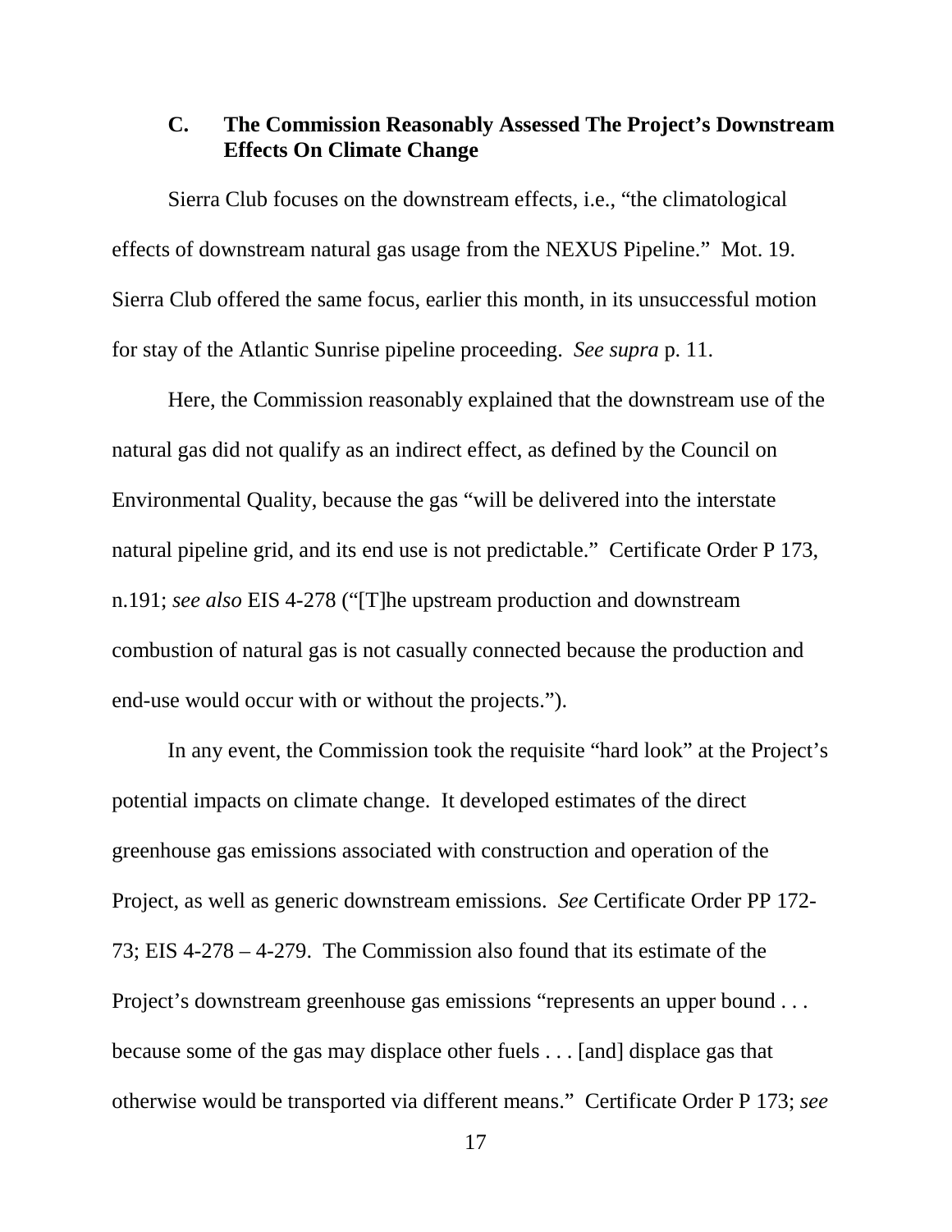### C. The Commission Reasonably Assessed The Project's Downstream Effects On Climate Change

Sierra Club focuses on the downstream effects, i.e., "the climatological effects of downstream natural gas usage from the NEXUS Pipeline." Mot. 19. Sierra Club offered the same focus, earlier this month, in its unsuccessful motion for stay of the Atlantic Sunrise pipeline proceeding. *See supra* p. 11.

Here, the Commission reasonably explained that the downstream use of the natural gas did not qualify as an indirect effect, as defined by the Council on Environmental Quality, because the gas "will be delivered into the interstate natural pipeline grid, and its end use is not predictable." Certificate Order P 173, n.191; *see also* EIS 4-278 ("[T]he upstream production and downstream combustion of natural gas is not casually connected because the production and end-use would occur with or without the projects.").

In any event, the Commission took the requisite "hard look" at the Project's potential impacts on climate change. It developed estimates of the direct greenhouse gas emissions associated with construction and operation of the Project, as well as generic downstream emissions. *See* Certificate Order PP 172-73; EIS 4-278 – 4-279. The Commission also found that its estimate of the Project's downstream greenhouse gas emissions "represents an upper bound . . . because some of the gas may displace other fuels . . . [and] displace gas that otherwise would be transported via different means." Certificate Order P 173; *see*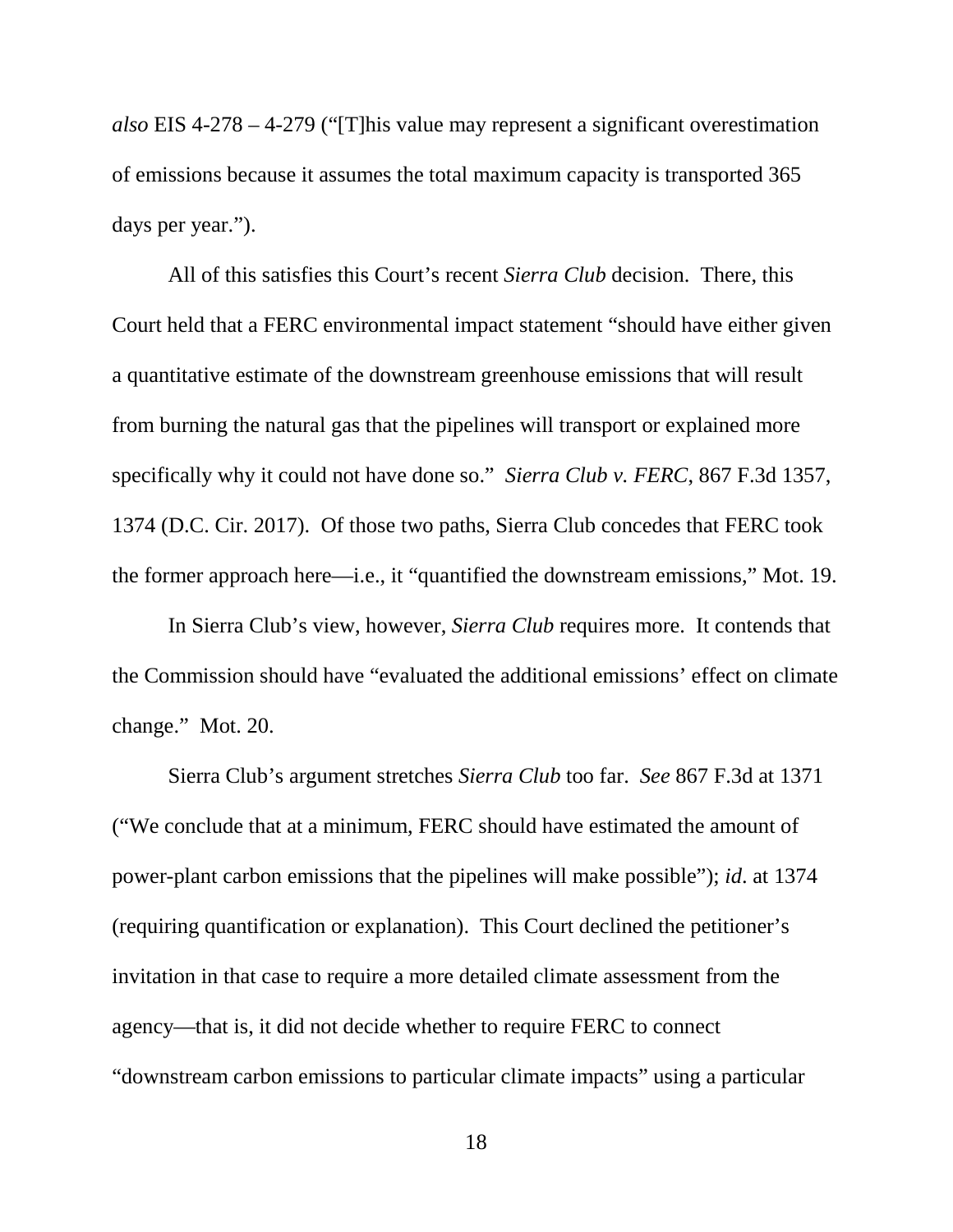*also* EIS 4-278 – 4-279 ("[T]his value may represent a significant overestimation of emissions because it assumes the total maximum capacity is transported 365 days per year.").

All of this satisfies this Court's recent *Sierra Club* decision. There, this Court held that a FERC environmental impact statement "should have either given a quantitative estimate of the downstream greenhouse emissions that will result from burning the natural gas that the pipelines will transport or explained more specifically why it could not have done so." *Sierra Club v. FERC*, 867 F.3d 1357, 1374 (D.C. Cir. 2017). Of those two paths, Sierra Club concedes that FERC took the former approach here—i.e., it "quantified the downstream emissions," Mot. 19.

In Sierra Club's view, however, *Sierra Club* requires more. It contends that the Commission should have "evaluated the additional emissions' effect on climate change." Mot. 20.

Sierra Club's argument stretches *Sierra Club* too far. *See* 867 F.3d at 1371 ("We conclude that at a minimum, FERC should have estimated the amount of power-plant carbon emissions that the pipelines will make possible"); *id*. at 1374 (requiring quantification or explanation). This Court declined the petitioner's invitation in that case to require a more detailed climate assessment from the agency—that is, it did not decide whether to require FERC to connect "downstream carbon emissions to particular climate impacts" using a particular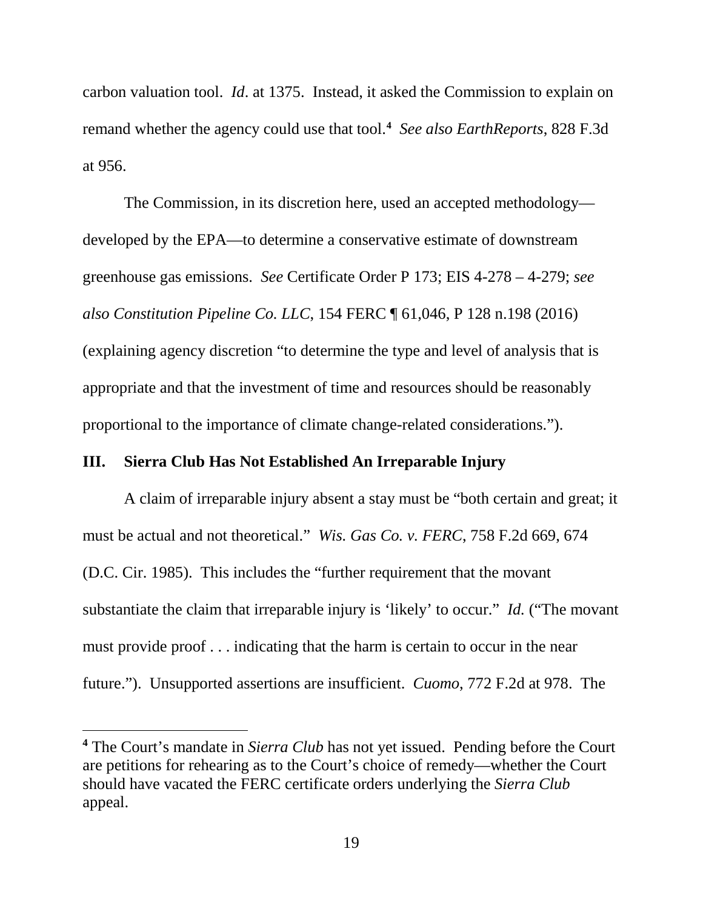carbon valuation tool. *Id*. at 1375. Instead, it asked the Commission to explain on remand whether the agency could use that tool.[4] *See also EarthReports*, 828 F.3d at 956.

The Commission, in its discretion here, used an accepted methodology—developed by the EPA—to determine a conservative estimate of downstream greenhouse gas emissions. *See* Certificate Order P 173; EIS 4-278 – 4-279; *see also Constitution Pipeline Co. LLC*, 154 FERC ¶ 61,046, P 128 n.198 (2016) (explaining agency discretion "to determine the type and level of analysis that is appropriate and that the investment of time and resources should be reasonably proportional to the importance of climate change-related considerations.").

## III. Sierra Club Has Not Established An Irreparable Injury

A claim of irreparable injury absent a stay must be "both certain and great; it must be actual and not theoretical." *Wis. Gas Co. v. FERC*, 758 F.2d 669, 674 (D.C. Cir. 1985). This includes the "further requirement that the movant substantiate the claim that irreparable injury is 'likely' to occur." *Id.* ("The movant must provide proof . . . indicating that the harm is certain to occur in the near future."). Unsupported assertions are insufficient. *Cuomo*, 772 F.2d at 978. The

---

[4] The Court's mandate in *Sierra Club* has not yet issued. Pending before the Court are petitions for rehearing as to the Court's choice of remedy—whether the Court should have vacated the FERC certificate orders underlying the *Sierra Club* appeal.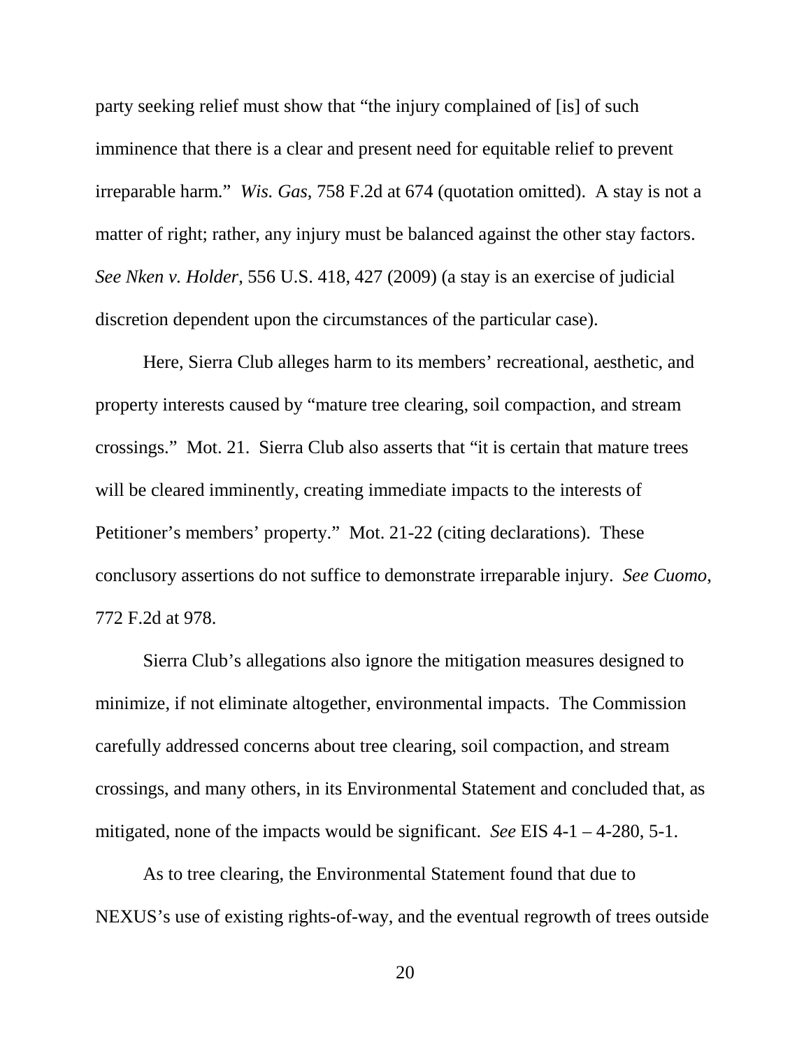party seeking relief must show that "the injury complained of [is] of such imminence that there is a clear and present need for equitable relief to prevent irreparable harm." *Wis. Gas*, 758 F.2d at 674 (quotation omitted). A stay is not a matter of right; rather, any injury must be balanced against the other stay factors. *See Nken v. Holder*, 556 U.S. 418, 427 (2009) (a stay is an exercise of judicial discretion dependent upon the circumstances of the particular case).

Here, Sierra Club alleges harm to its members' recreational, aesthetic, and property interests caused by "mature tree clearing, soil compaction, and stream crossings." Mot. 21. Sierra Club also asserts that "it is certain that mature trees will be cleared imminently, creating immediate impacts to the interests of Petitioner's members' property." Mot. 21-22 (citing declarations). These conclusory assertions do not suffice to demonstrate irreparable injury. *See Cuomo*, 772 F.2d at 978.

Sierra Club's allegations also ignore the mitigation measures designed to minimize, if not eliminate altogether, environmental impacts. The Commission carefully addressed concerns about tree clearing, soil compaction, and stream crossings, and many others, in its Environmental Statement and concluded that, as mitigated, none of the impacts would be significant. *See* EIS 4-1 – 4-280, 5-1.

As to tree clearing, the Environmental Statement found that due to NEXUS's use of existing rights-of-way, and the eventual regrowth of trees outside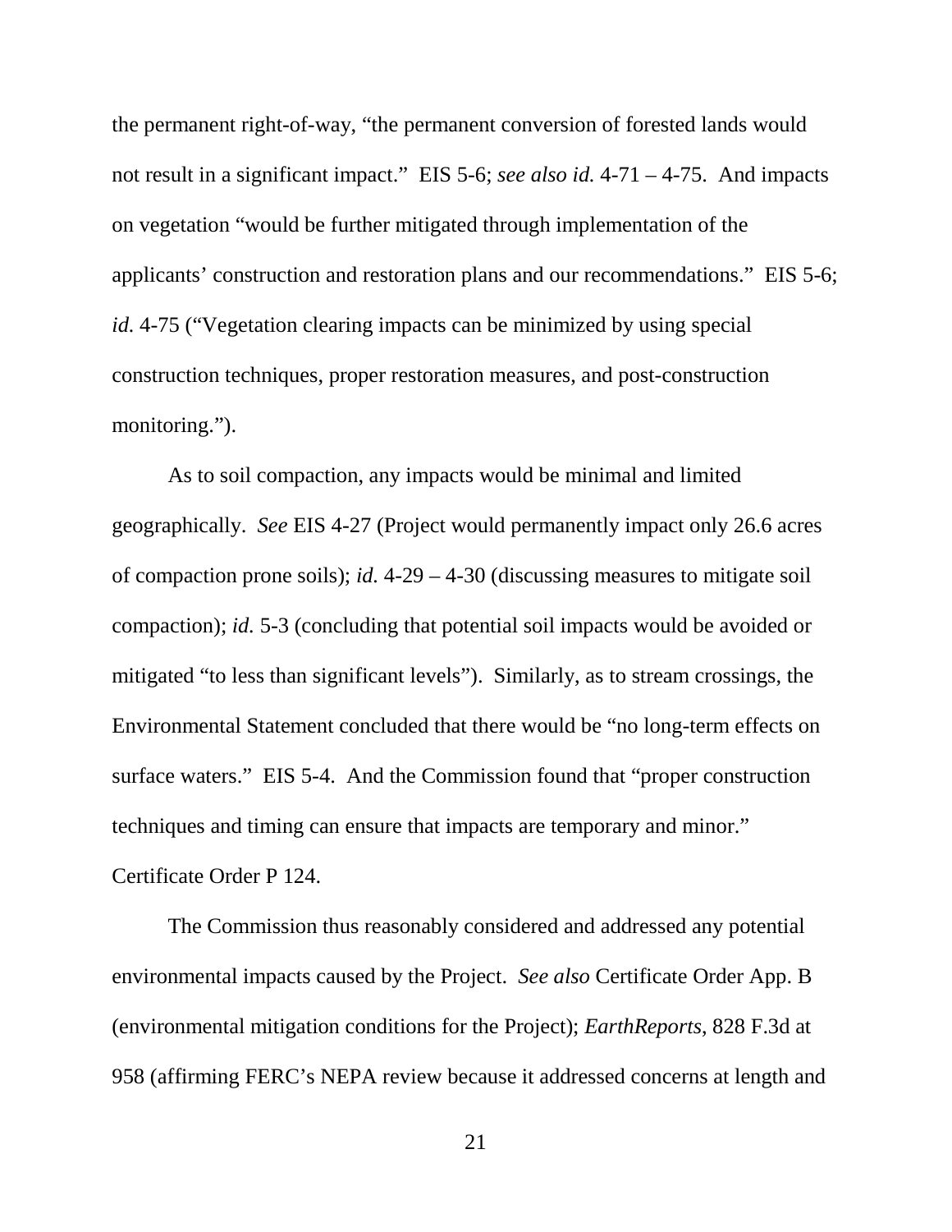the permanent right-of-way, "the permanent conversion of forested lands would not result in a significant impact." EIS 5-6; *see also id.* 4-71 – 4-75. And impacts on vegetation "would be further mitigated through implementation of the applicants' construction and restoration plans and our recommendations." EIS 5-6; *id.* 4-75 ("Vegetation clearing impacts can be minimized by using special construction techniques, proper restoration measures, and post-construction monitoring.").

As to soil compaction, any impacts would be minimal and limited geographically. *See* EIS 4-27 (Project would permanently impact only 26.6 acres of compaction prone soils); *id.* 4-29 – 4-30 (discussing measures to mitigate soil compaction); *id.* 5-3 (concluding that potential soil impacts would be avoided or mitigated "to less than significant levels"). Similarly, as to stream crossings, the Environmental Statement concluded that there would be "no long-term effects on surface waters." EIS 5-4. And the Commission found that "proper construction techniques and timing can ensure that impacts are temporary and minor." Certificate Order P 124.

The Commission thus reasonably considered and addressed any potential environmental impacts caused by the Project. *See also* Certificate Order App. B (environmental mitigation conditions for the Project); *EarthReports*, 828 F.3d at 958 (affirming FERC's NEPA review because it addressed concerns at length and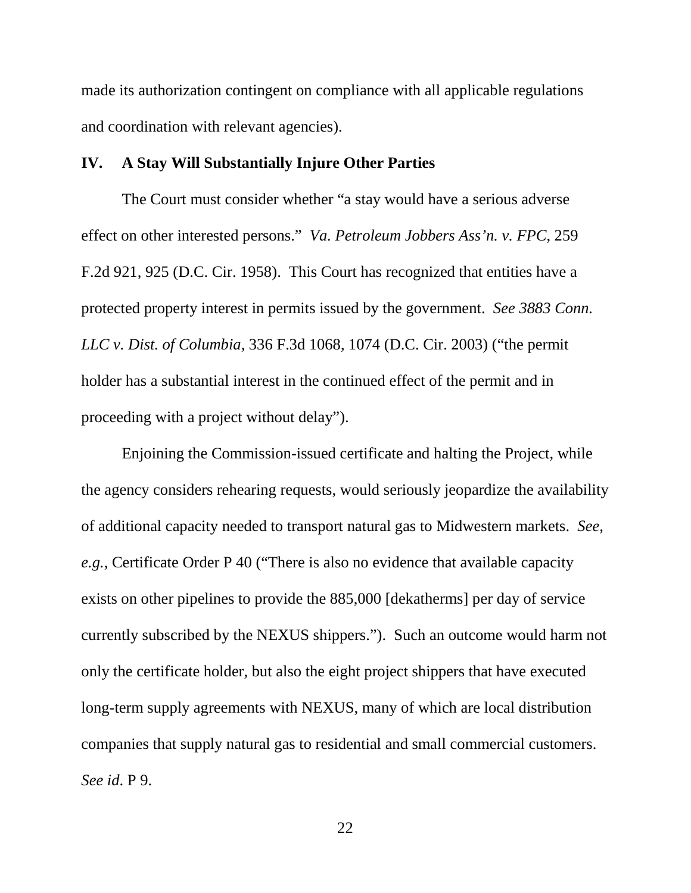made its authorization contingent on compliance with all applicable regulations and coordination with relevant agencies).

## IV. A Stay Will Substantially Injure Other Parties

The Court must consider whether "a stay would have a serious adverse effect on other interested persons." *Va. Petroleum Jobbers Ass'n. v. FPC*, 259 F.2d 921, 925 (D.C. Cir. 1958). This Court has recognized that entities have a protected property interest in permits issued by the government. *See 3883 Conn. LLC v. Dist. of Columbia*, 336 F.3d 1068, 1074 (D.C. Cir. 2003) ("the permit holder has a substantial interest in the continued effect of the permit and in proceeding with a project without delay").

Enjoining the Commission-issued certificate and halting the Project, while the agency considers rehearing requests, would seriously jeopardize the availability of additional capacity needed to transport natural gas to Midwestern markets. *See, e.g.*, Certificate Order P 40 ("There is also no evidence that available capacity exists on other pipelines to provide the 885,000 [dekatherms] per day of service currently subscribed by the NEXUS shippers."). Such an outcome would harm not only the certificate holder, but also the eight project shippers that have executed long-term supply agreements with NEXUS, many of which are local distribution companies that supply natural gas to residential and small commercial customers. *See id*. P 9.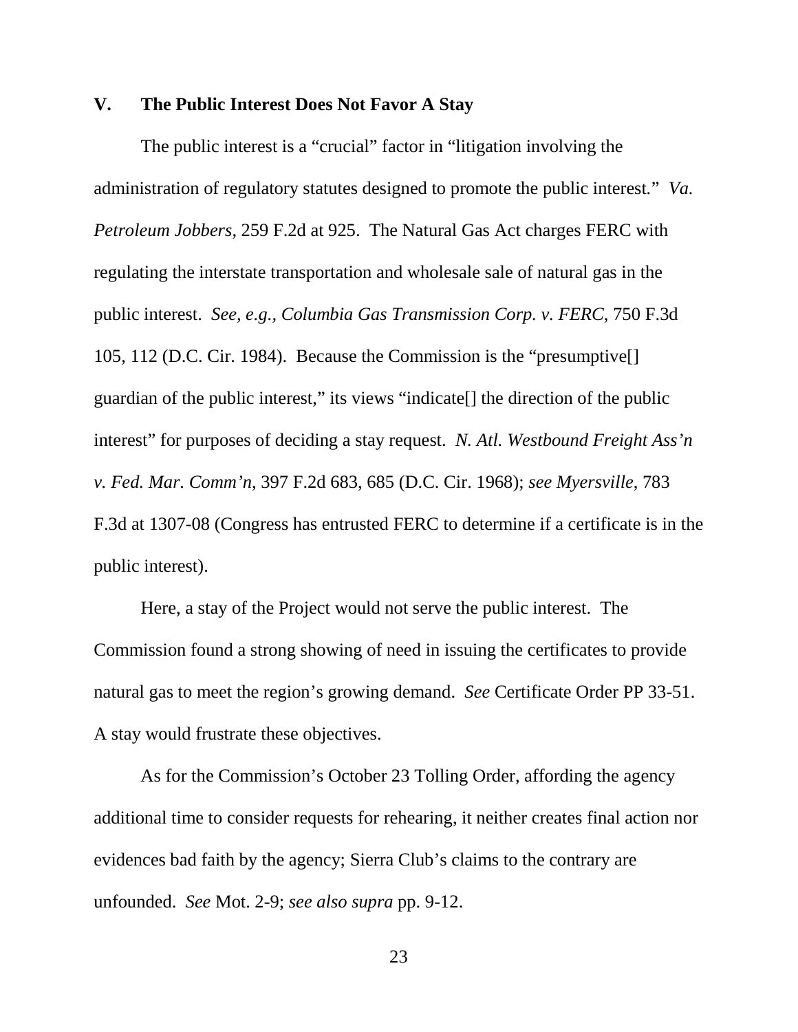## V. The Public Interest Does Not Favor A Stay

The public interest is a "crucial" factor in "litigation involving the administration of regulatory statutes designed to promote the public interest." *Va. Petroleum Jobbers*, 259 F.2d at 925. The Natural Gas Act charges FERC with regulating the interstate transportation and wholesale sale of natural gas in the public interest. *See, e.g., Columbia Gas Transmission Corp. v. FERC*, 750 F.3d 105, 112 (D.C. Cir. 1984). Because the Commission is the "presumptive[] guardian of the public interest," its views "indicate[] the direction of the public interest" for purposes of deciding a stay request. *N. Atl. Westbound Freight Ass'n v. Fed. Mar. Comm'n*, 397 F.2d 683, 685 (D.C. Cir. 1968); *see Myersville*, 783 F.3d at 1307-08 (Congress has entrusted FERC to determine if a certificate is in the public interest).

Here, a stay of the Project would not serve the public interest. The Commission found a strong showing of need in issuing the certificates to provide natural gas to meet the region's growing demand. *See* Certificate Order PP 33-51. A stay would frustrate these objectives.

As for the Commission's October 23 Tolling Order, affording the agency additional time to consider requests for rehearing, it neither creates final action nor evidences bad faith by the agency; Sierra Club's claims to the contrary are unfounded. *See* Mot. 2-9; *see also supra* pp. 9-12.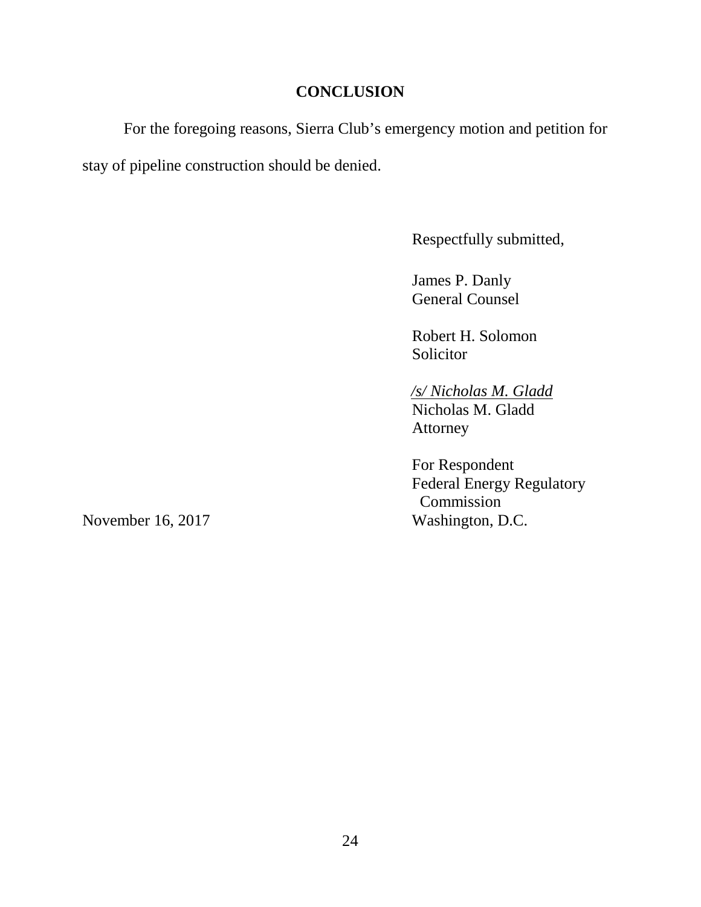## CONCLUSION

For the foregoing reasons, Sierra Club's emergency motion and petition for stay of pipeline construction should be denied.

Respectfully submitted,

James P. Danly
General Counsel

Robert H. Solomon
Solicitor

*/s/ Nicholas M. Gladd*
Nicholas M. Gladd
Attorney

For Respondent
Federal Energy Regulatory Commission
Washington, D.C.

November 16, 2017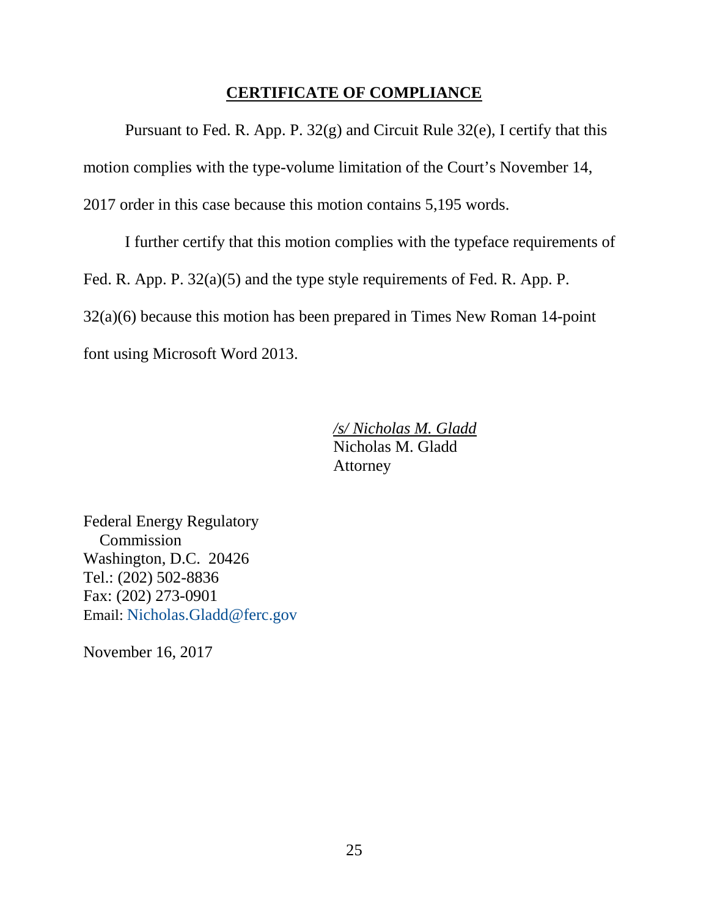# CERTIFICATE OF COMPLIANCE

Pursuant to Fed. R. App. P. 32(g) and Circuit Rule 32(e), I certify that this motion complies with the type-volume limitation of the Court's November 14, 2017 order in this case because this motion contains 5,195 words.

I further certify that this motion complies with the typeface requirements of Fed. R. App. P. 32(a)(5) and the type style requirements of Fed. R. App. P. 32(a)(6) because this motion has been prepared in Times New Roman 14-point font using Microsoft Word 2013.

*/s/ Nicholas M. Gladd*
Nicholas M. Gladd
Attorney

Federal Energy Regulatory Commission
Washington, D.C. 20426
Tel.: (202) 502-8836
Fax: (202) 273-0901
Email: Nicholas.Gladd@ferc.gov

November 16, 2017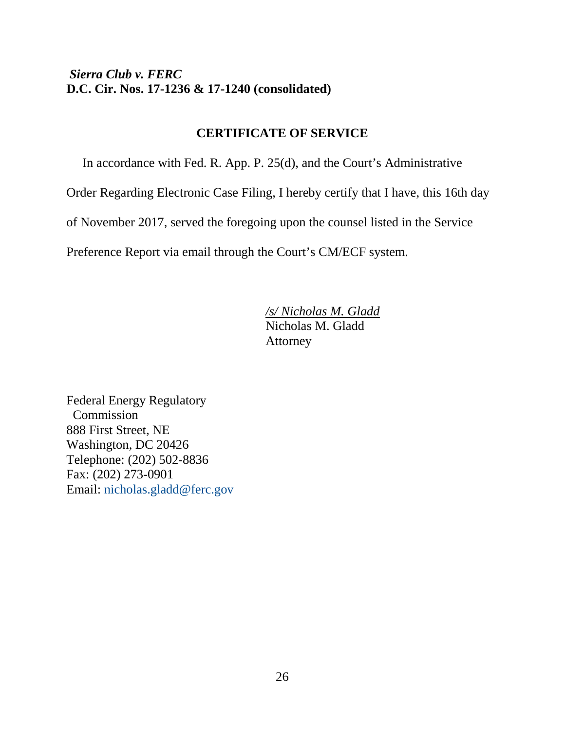*Sierra Club v. FERC*
**D.C. Cir. Nos. 17-1236 & 17-1240 (consolidated)**

## CERTIFICATE OF SERVICE

In accordance with Fed. R. App. P. 25(d), and the Court's Administrative Order Regarding Electronic Case Filing, I hereby certify that I have, this 16th day of November 2017, served the foregoing upon the counsel listed in the Service Preference Report via email through the Court's CM/ECF system.

*/s/ Nicholas M. Gladd*
Nicholas M. Gladd
Attorney

Federal Energy Regulatory
Commission
888 First Street, NE
Washington, DC 20426
Telephone: (202) 502-8836
Fax: (202) 273-0901
Email: nicholas.gladd@ferc.gov